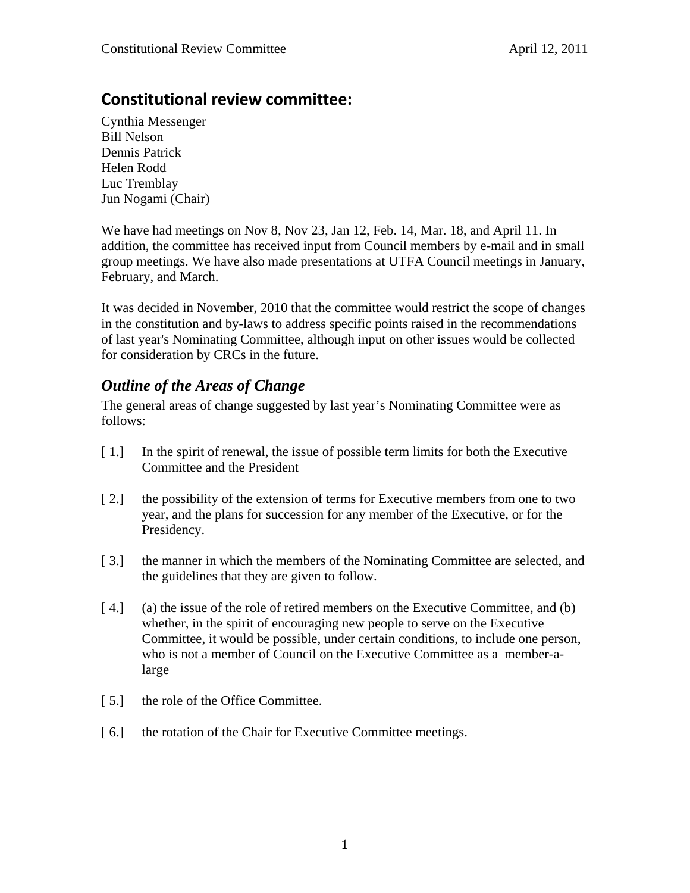## Constitutional review committee:

Cynthia Messenger
Bill Nelson
Dennis Patrick
Helen Rodd
Luc Tremblay
Jun Nogami (Chair)

We have had meetings on Nov 8, Nov 23, Jan 12, Feb. 14, Mar. 18, and April 11. In addition, the committee has received input from Council members by e-mail and in small group meetings. We have also made presentations at UTFA Council meetings in January, February, and March.

It was decided in November, 2010 that the committee would restrict the scope of changes in the constitution and by-laws to address specific points raised in the recommendations of last year's Nominating Committee, although input on other issues would be collected for consideration by CRCs in the future.

### *Outline of the Areas of Change*

The general areas of change suggested by last year's Nominating Committee were as follows:

[ 1.] In the spirit of renewal, the issue of possible term limits for both the Executive Committee and the President

[ 2.] the possibility of the extension of terms for Executive members from one to two year, and the plans for succession for any member of the Executive, or for the Presidency.

[ 3.] the manner in which the members of the Nominating Committee are selected, and the guidelines that they are given to follow.

[ 4.] (a) the issue of the role of retired members on the Executive Committee, and (b) whether, in the spirit of encouraging new people to serve on the Executive Committee, it would be possible, under certain conditions, to include one person, who is not a member of Council on the Executive Committee as a member-a-large

[ 5.] the role of the Office Committee.

[ 6.] the rotation of the Chair for Executive Committee meetings.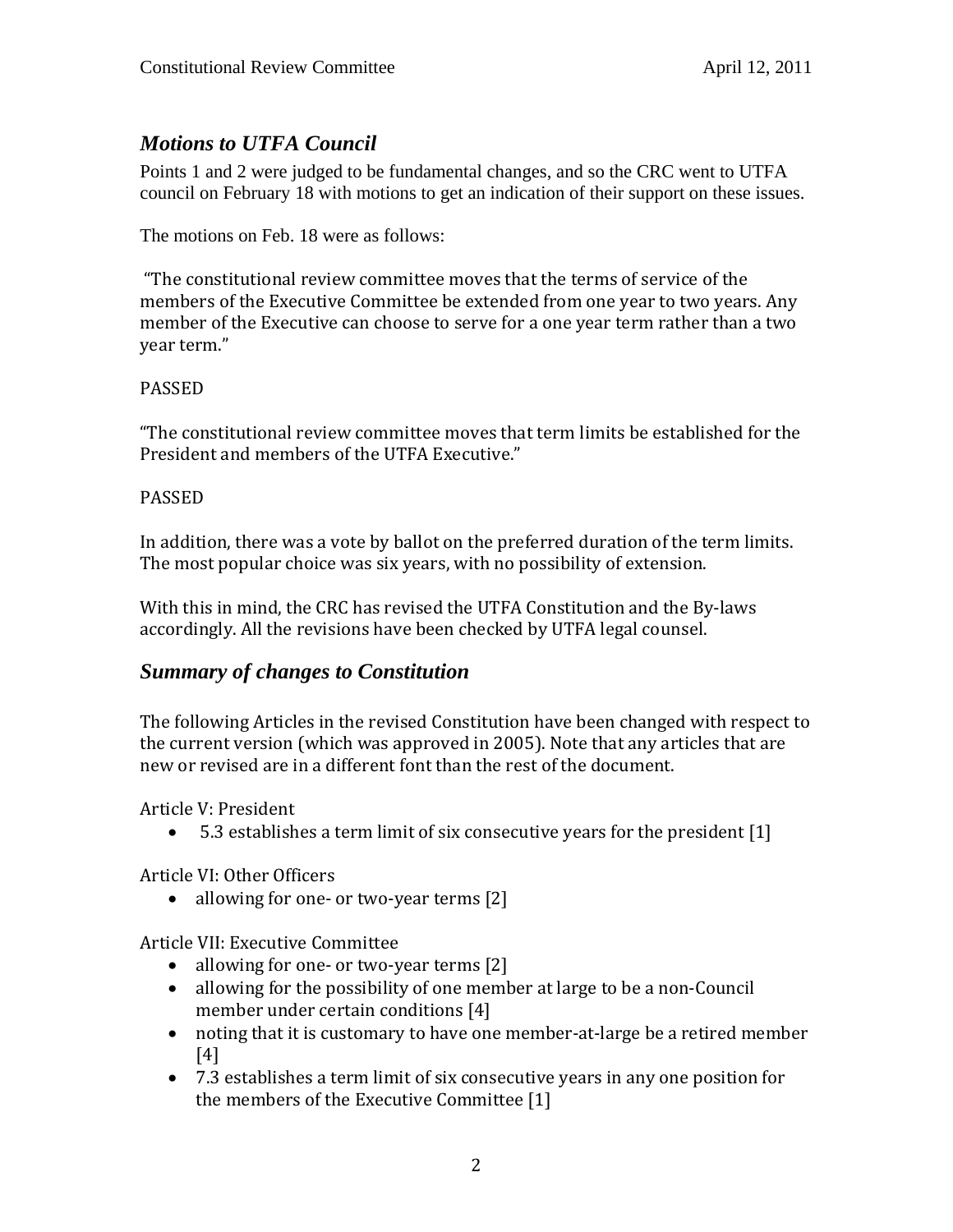## *Motions to UTFA Council*

Points 1 and 2 were judged to be fundamental changes, and so the CRC went to UTFA council on February 18 with motions to get an indication of their support on these issues.

The motions on Feb. 18 were as follows:

"The constitutional review committee moves that the terms of service of the members of the Executive Committee be extended from one year to two years. Any member of the Executive can choose to serve for a one year term rather than a two year term."

PASSED

"The constitutional review committee moves that term limits be established for the President and members of the UTFA Executive."

PASSED

In addition, there was a vote by ballot on the preferred duration of the term limits. The most popular choice was six years, with no possibility of extension.

With this in mind, the CRC has revised the UTFA Constitution and the By-laws accordingly. All the revisions have been checked by UTFA legal counsel.

## *Summary of changes to Constitution*

The following Articles in the revised Constitution have been changed with respect to the current version (which was approved in 2005). Note that any articles that are new or revised are in a different font than the rest of the document.

Article V: President

- 5.3 establishes a term limit of six consecutive years for the president [1]

Article VI: Other Officers

- allowing for one- or two-year terms [2]

Article VII: Executive Committee

- allowing for one- or two-year terms [2]
- allowing for the possibility of one member at large to be a non-Council member under certain conditions [4]
- noting that it is customary to have one member-at-large be a retired member [4]
- 7.3 establishes a term limit of six consecutive years in any one position for the members of the Executive Committee [1]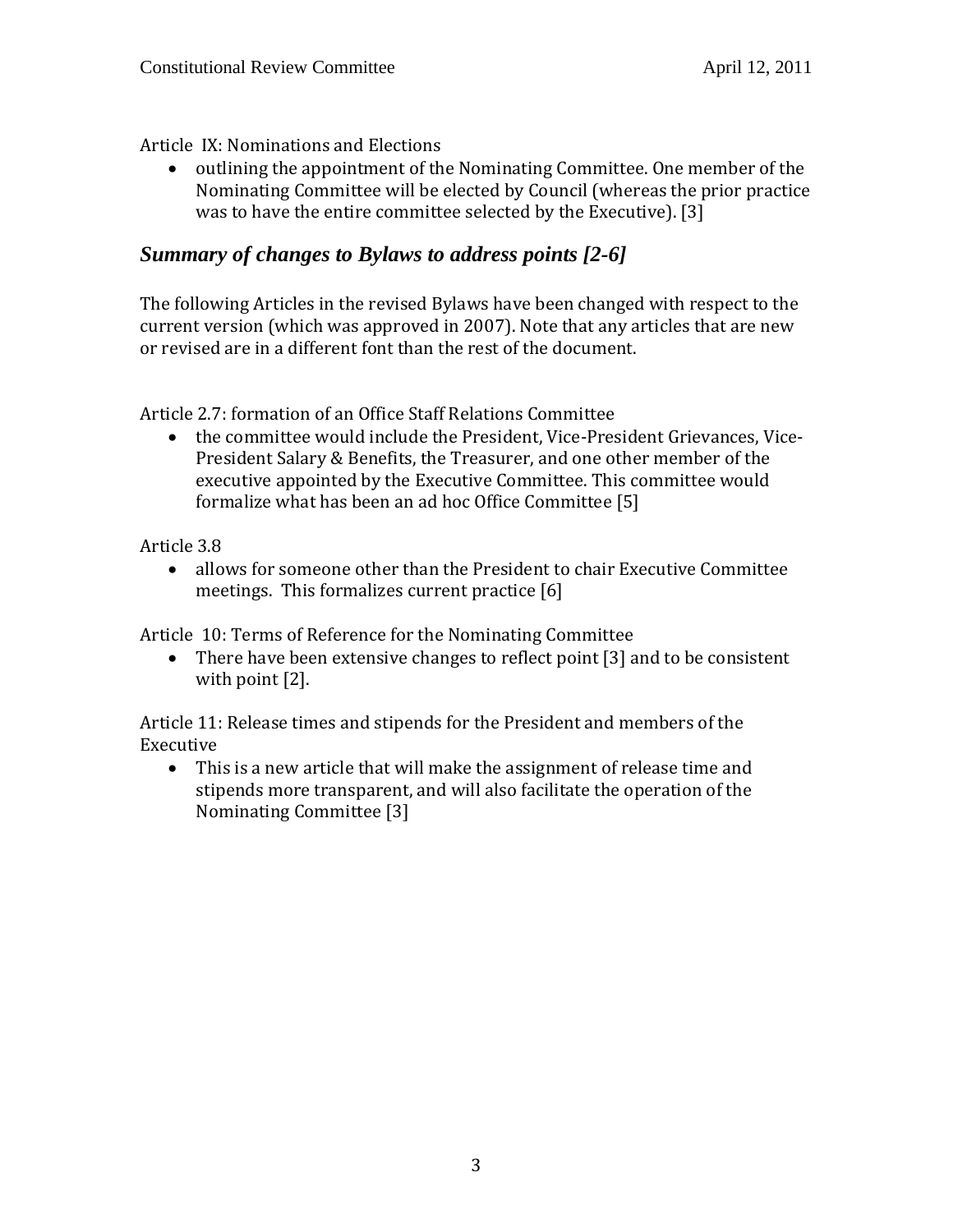Article IX: Nominations and Elections

- outlining the appointment of the Nominating Committee. One member of the Nominating Committee will be elected by Council (whereas the prior practice was to have the entire committee selected by the Executive). [3]

## *Summary of changes to Bylaws to address points [2-6]*

The following Articles in the revised Bylaws have been changed with respect to the current version (which was approved in 2007). Note that any articles that are new or revised are in a different font than the rest of the document.

Article 2.7: formation of an Office Staff Relations Committee

- the committee would include the President, Vice-President Grievances, Vice-President Salary & Benefits, the Treasurer, and one other member of the executive appointed by the Executive Committee. This committee would formalize what has been an ad hoc Office Committee [5]

Article 3.8

- allows for someone other than the President to chair Executive Committee meetings. This formalizes current practice [6]

Article 10: Terms of Reference for the Nominating Committee

- There have been extensive changes to reflect point [3] and to be consistent with point [2].

Article 11: Release times and stipends for the President and members of the Executive

- This is a new article that will make the assignment of release time and stipends more transparent, and will also facilitate the operation of the Nominating Committee [3]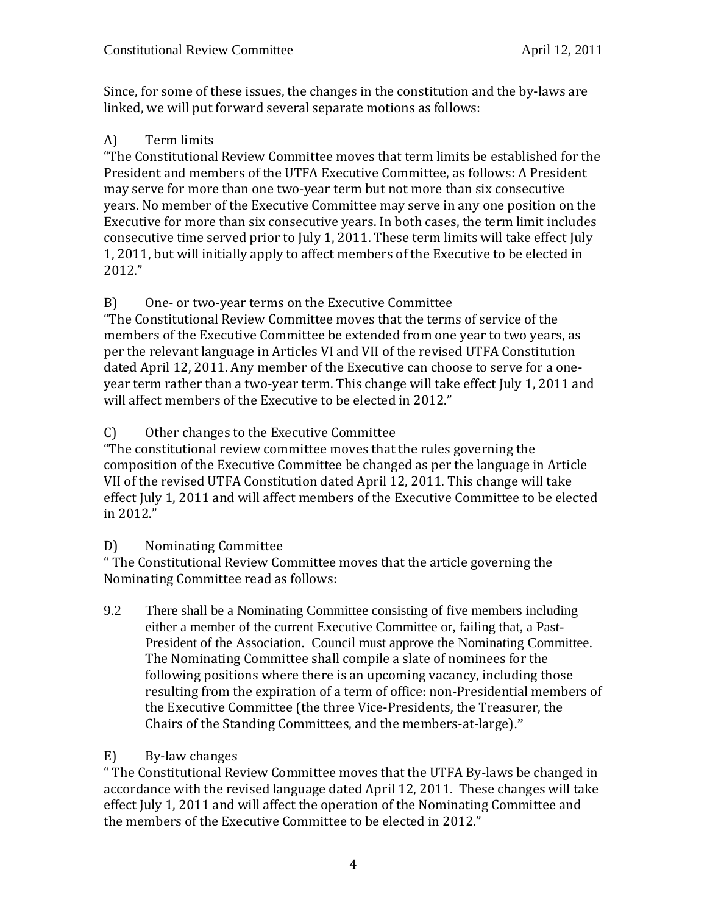Since, for some of these issues, the changes in the constitution and the by-laws are linked, we will put forward several separate motions as follows:

A) Term limits

"The Constitutional Review Committee moves that term limits be established for the President and members of the UTFA Executive Committee, as follows: A President may serve for more than one two-year term but not more than six consecutive years. No member of the Executive Committee may serve in any one position on the Executive for more than six consecutive years. In both cases, the term limit includes consecutive time served prior to July 1, 2011. These term limits will take effect July 1, 2011, but will initially apply to affect members of the Executive to be elected in 2012."

B) One- or two-year terms on the Executive Committee

"The Constitutional Review Committee moves that the terms of service of the members of the Executive Committee be extended from one year to two years, as per the relevant language in Articles VI and VII of the revised UTFA Constitution dated April 12, 2011. Any member of the Executive can choose to serve for a one-year term rather than a two-year term. This change will take effect July 1, 2011 and will affect members of the Executive to be elected in 2012."

C) Other changes to the Executive Committee

"The constitutional review committee moves that the rules governing the composition of the Executive Committee be changed as per the language in Article VII of the revised UTFA Constitution dated April 12, 2011. This change will take effect July 1, 2011 and will affect members of the Executive Committee to be elected in 2012."

D) Nominating Committee

" The Constitutional Review Committee moves that the article governing the Nominating Committee read as follows:

9.2 There shall be a Nominating Committee consisting of five members including either a member of the current Executive Committee or, failing that, a Past-President of the Association. Council must approve the Nominating Committee. The Nominating Committee shall compile a slate of nominees for the following positions where there is an upcoming vacancy, including those resulting from the expiration of a term of office: non-Presidential members of the Executive Committee (the three Vice-Presidents, the Treasurer, the Chairs of the Standing Committees, and the members-at-large)."

E) By-law changes

" The Constitutional Review Committee moves that the UTFA By-laws be changed in accordance with the revised language dated April 12, 2011. These changes will take effect July 1, 2011 and will affect the operation of the Nominating Committee and the members of the Executive Committee to be elected in 2012."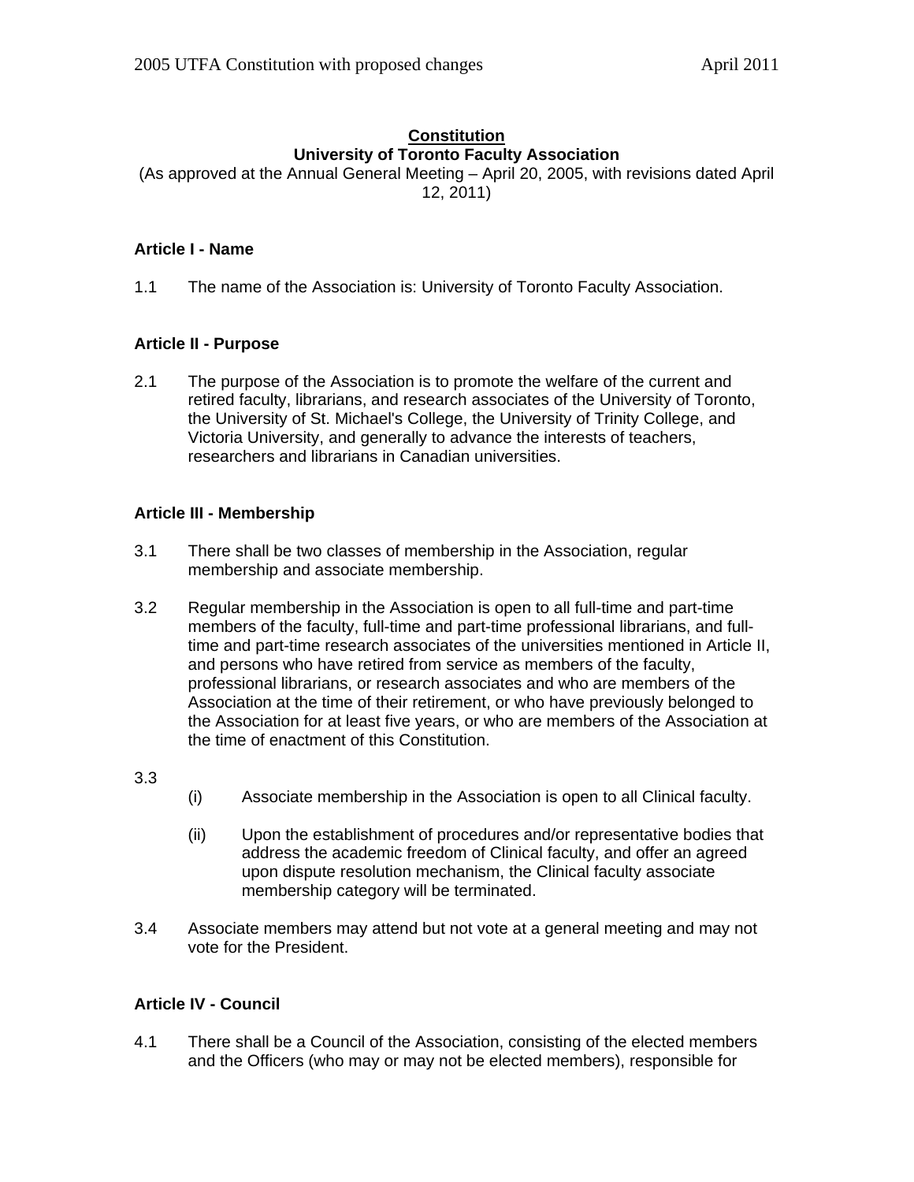**Constitution**
**University of Toronto Faculty Association**

(As approved at the Annual General Meeting – April 20, 2005, with revisions dated April 12, 2011)

### Article I - Name

1.1 The name of the Association is: University of Toronto Faculty Association.

### Article II - Purpose

2.1 The purpose of the Association is to promote the welfare of the current and retired faculty, librarians, and research associates of the University of Toronto, the University of St. Michael's College, the University of Trinity College, and Victoria University, and generally to advance the interests of teachers, researchers and librarians in Canadian universities.

### Article III - Membership

3.1 There shall be two classes of membership in the Association, regular membership and associate membership.

3.2 Regular membership in the Association is open to all full-time and part-time members of the faculty, full-time and part-time professional librarians, and full-time and part-time research associates of the universities mentioned in Article II, and persons who have retired from service as members of the faculty, professional librarians, or research associates and who are members of the Association at the time of their retirement, or who have previously belonged to the Association for at least five years, or who are members of the Association at the time of enactment of this Constitution.

3.3
- (i) Associate membership in the Association is open to all Clinical faculty.
- (ii) Upon the establishment of procedures and/or representative bodies that address the academic freedom of Clinical faculty, and offer an agreed upon dispute resolution mechanism, the Clinical faculty associate membership category will be terminated.

3.4 Associate members may attend but not vote at a general meeting and may not vote for the President.

### Article IV - Council

4.1 There shall be a Council of the Association, consisting of the elected members and the Officers (who may or may not be elected members), responsible for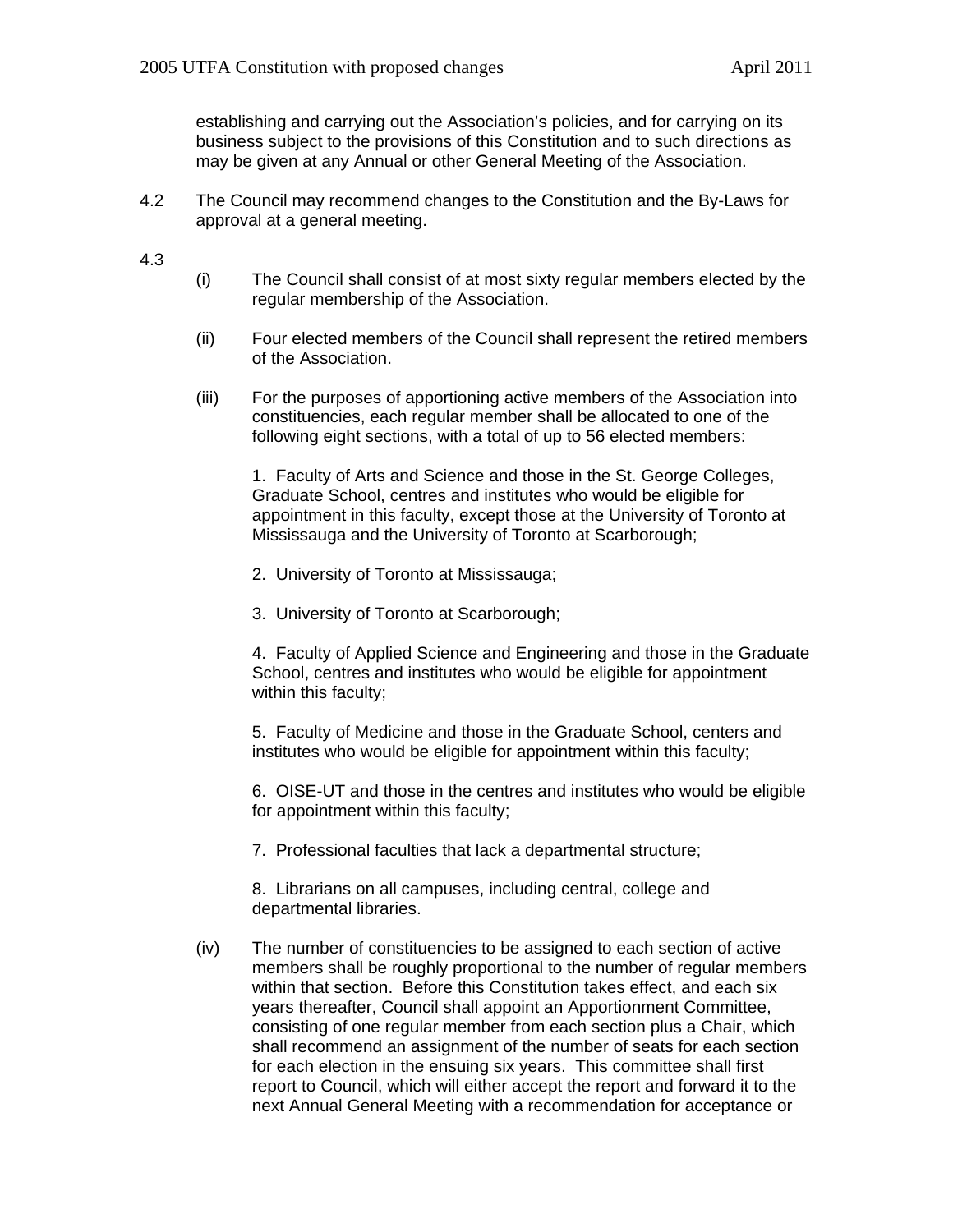establishing and carrying out the Association's policies, and for carrying on its business subject to the provisions of this Constitution and to such directions as may be given at any Annual or other General Meeting of the Association.

4.2 The Council may recommend changes to the Constitution and the By-Laws for approval at a general meeting.

4.3

(i) The Council shall consist of at most sixty regular members elected by the regular membership of the Association.

(ii) Four elected members of the Council shall represent the retired members of the Association.

(iii) For the purposes of apportioning active members of the Association into constituencies, each regular member shall be allocated to one of the following eight sections, with a total of up to 56 elected members:

1. Faculty of Arts and Science and those in the St. George Colleges, Graduate School, centres and institutes who would be eligible for appointment in this faculty, except those at the University of Toronto at Mississauga and the University of Toronto at Scarborough;

2. University of Toronto at Mississauga;

3. University of Toronto at Scarborough;

4. Faculty of Applied Science and Engineering and those in the Graduate School, centres and institutes who would be eligible for appointment within this faculty;

5. Faculty of Medicine and those in the Graduate School, centers and institutes who would be eligible for appointment within this faculty;

6. OISE-UT and those in the centres and institutes who would be eligible for appointment within this faculty;

7. Professional faculties that lack a departmental structure;

8. Librarians on all campuses, including central, college and departmental libraries.

(iv) The number of constituencies to be assigned to each section of active members shall be roughly proportional to the number of regular members within that section. Before this Constitution takes effect, and each six years thereafter, Council shall appoint an Apportionment Committee, consisting of one regular member from each section plus a Chair, which shall recommend an assignment of the number of seats for each section for each election in the ensuing six years. This committee shall first report to Council, which will either accept the report and forward it to the next Annual General Meeting with a recommendation for acceptance or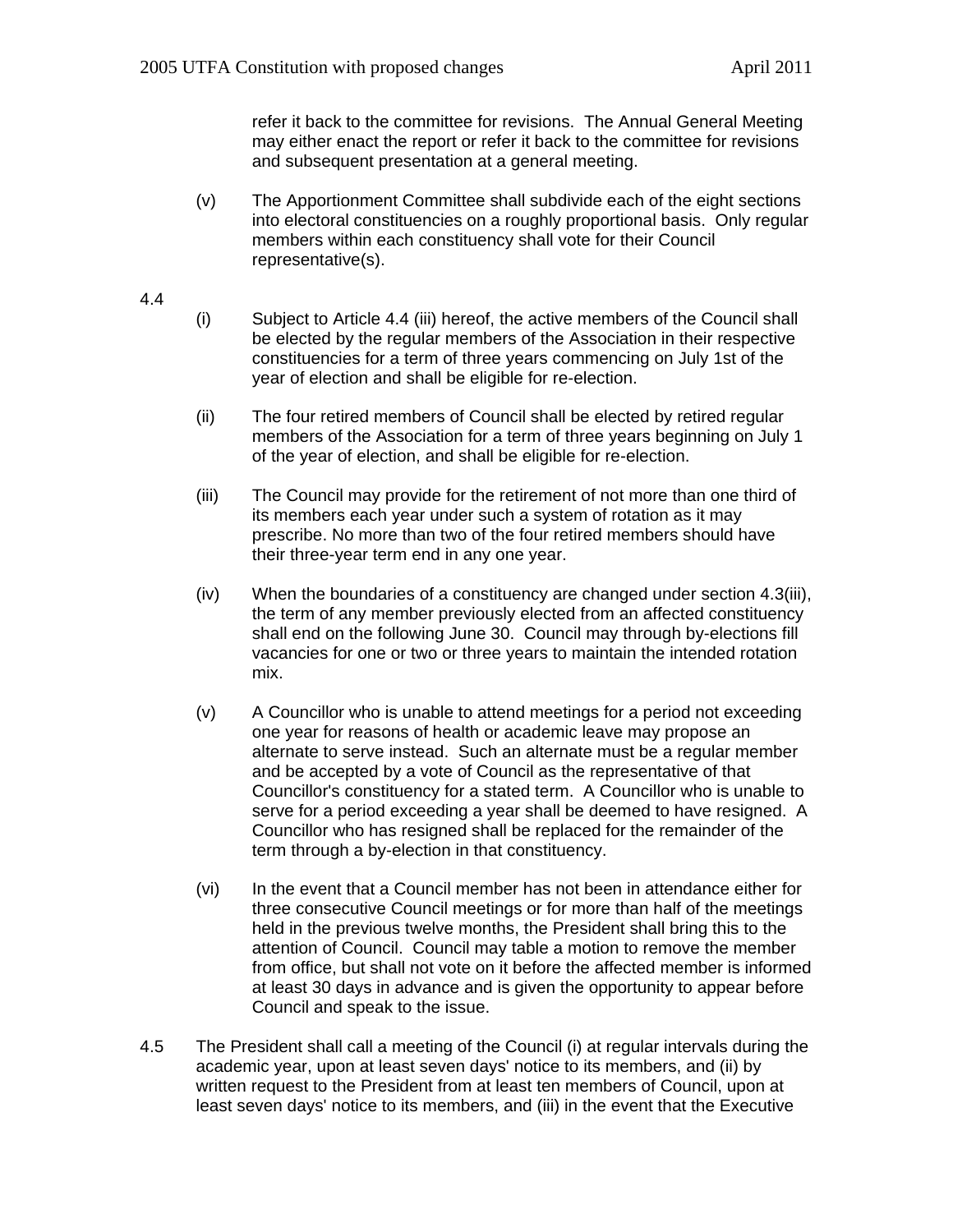refer it back to the committee for revisions. The Annual General Meeting may either enact the report or refer it back to the committee for revisions and subsequent presentation at a general meeting.

(v) The Apportionment Committee shall subdivide each of the eight sections into electoral constituencies on a roughly proportional basis. Only regular members within each constituency shall vote for their Council representative(s).

4.4

(i) Subject to Article 4.4 (iii) hereof, the active members of the Council shall be elected by the regular members of the Association in their respective constituencies for a term of three years commencing on July 1st of the year of election and shall be eligible for re-election.

(ii) The four retired members of Council shall be elected by retired regular members of the Association for a term of three years beginning on July 1 of the year of election, and shall be eligible for re-election.

(iii) The Council may provide for the retirement of not more than one third of its members each year under such a system of rotation as it may prescribe. No more than two of the four retired members should have their three-year term end in any one year.

(iv) When the boundaries of a constituency are changed under section 4.3(iii), the term of any member previously elected from an affected constituency shall end on the following June 30. Council may through by-elections fill vacancies for one or two or three years to maintain the intended rotation mix.

(v) A Councillor who is unable to attend meetings for a period not exceeding one year for reasons of health or academic leave may propose an alternate to serve instead. Such an alternate must be a regular member and be accepted by a vote of Council as the representative of that Councillor's constituency for a stated term. A Councillor who is unable to serve for a period exceeding a year shall be deemed to have resigned. A Councillor who has resigned shall be replaced for the remainder of the term through a by-election in that constituency.

(vi) In the event that a Council member has not been in attendance either for three consecutive Council meetings or for more than half of the meetings held in the previous twelve months, the President shall bring this to the attention of Council. Council may table a motion to remove the member from office, but shall not vote on it before the affected member is informed at least 30 days in advance and is given the opportunity to appear before Council and speak to the issue.

4.5 The President shall call a meeting of the Council (i) at regular intervals during the academic year, upon at least seven days' notice to its members, and (ii) by written request to the President from at least ten members of Council, upon at least seven days' notice to its members, and (iii) in the event that the Executive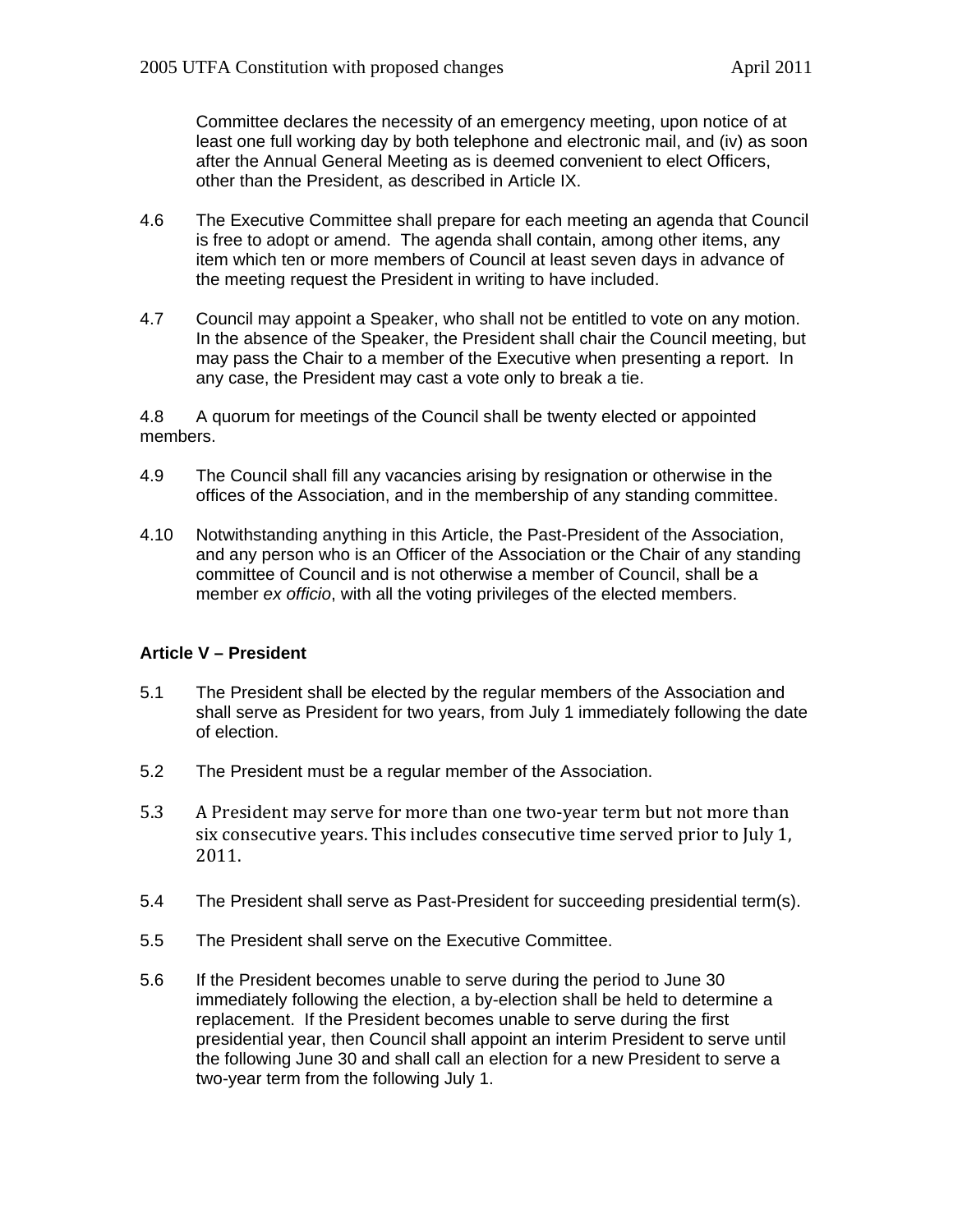Committee declares the necessity of an emergency meeting, upon notice of at least one full working day by both telephone and electronic mail, and (iv) as soon after the Annual General Meeting as is deemed convenient to elect Officers, other than the President, as described in Article IX.

4.6 The Executive Committee shall prepare for each meeting an agenda that Council is free to adopt or amend. The agenda shall contain, among other items, any item which ten or more members of Council at least seven days in advance of the meeting request the President in writing to have included.

4.7 Council may appoint a Speaker, who shall not be entitled to vote on any motion. In the absence of the Speaker, the President shall chair the Council meeting, but may pass the Chair to a member of the Executive when presenting a report. In any case, the President may cast a vote only to break a tie.

4.8 A quorum for meetings of the Council shall be twenty elected or appointed members.

4.9 The Council shall fill any vacancies arising by resignation or otherwise in the offices of the Association, and in the membership of any standing committee.

4.10 Notwithstanding anything in this Article, the Past-President of the Association, and any person who is an Officer of the Association or the Chair of any standing committee of Council and is not otherwise a member of Council, shall be a member *ex officio*, with all the voting privileges of the elected members.

**Article V – President**

5.1 The President shall be elected by the regular members of the Association and shall serve as President for two years, from July 1 immediately following the date of election.

5.2 The President must be a regular member of the Association.

5.3 A President may serve for more than one two-year term but not more than six consecutive years. This includes consecutive time served prior to July 1, 2011.

5.4 The President shall serve as Past-President for succeeding presidential term(s).

5.5 The President shall serve on the Executive Committee.

5.6 If the President becomes unable to serve during the period to June 30 immediately following the election, a by-election shall be held to determine a replacement. If the President becomes unable to serve during the first presidential year, then Council shall appoint an interim President to serve until the following June 30 and shall call an election for a new President to serve a two-year term from the following July 1.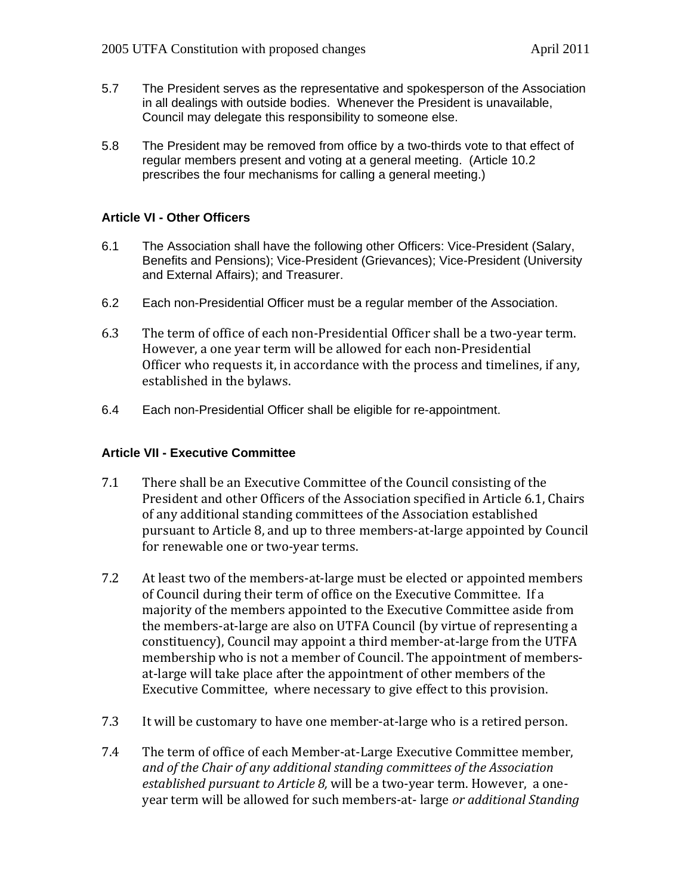5.7 The President serves as the representative and spokesperson of the Association in all dealings with outside bodies. Whenever the President is unavailable, Council may delegate this responsibility to someone else.

5.8 The President may be removed from office by a two-thirds vote to that effect of regular members present and voting at a general meeting. (Article 10.2 prescribes the four mechanisms for calling a general meeting.)

### Article VI - Other Officers

6.1 The Association shall have the following other Officers: Vice-President (Salary, Benefits and Pensions); Vice-President (Grievances); Vice-President (University and External Affairs); and Treasurer.

6.2 Each non-Presidential Officer must be a regular member of the Association.

6.3 The term of office of each non-Presidential Officer shall be a two-year term. However, a one year term will be allowed for each non-Presidential Officer who requests it, in accordance with the process and timelines, if any, established in the bylaws.

6.4 Each non-Presidential Officer shall be eligible for re-appointment.

### Article VII - Executive Committee

7.1 There shall be an Executive Committee of the Council consisting of the President and other Officers of the Association specified in Article 6.1, Chairs of any additional standing committees of the Association established pursuant to Article 8, and up to three members-at-large appointed by Council for renewable one or two-year terms.

7.2 At least two of the members-at-large must be elected or appointed members of Council during their term of office on the Executive Committee. If a majority of the members appointed to the Executive Committee aside from the members-at-large are also on UTFA Council (by virtue of representing a constituency), Council may appoint a third member-at-large from the UTFA membership who is not a member of Council. The appointment of members-at-large will take place after the appointment of other members of the Executive Committee, where necessary to give effect to this provision.

7.3 It will be customary to have one member-at-large who is a retired person.

7.4 The term of office of each Member-at-Large Executive Committee member, *and of the Chair of any additional standing committees of the Association established pursuant to Article 8,* will be a two-year term. However, a one-year term will be allowed for such members-at- large *or additional Standing*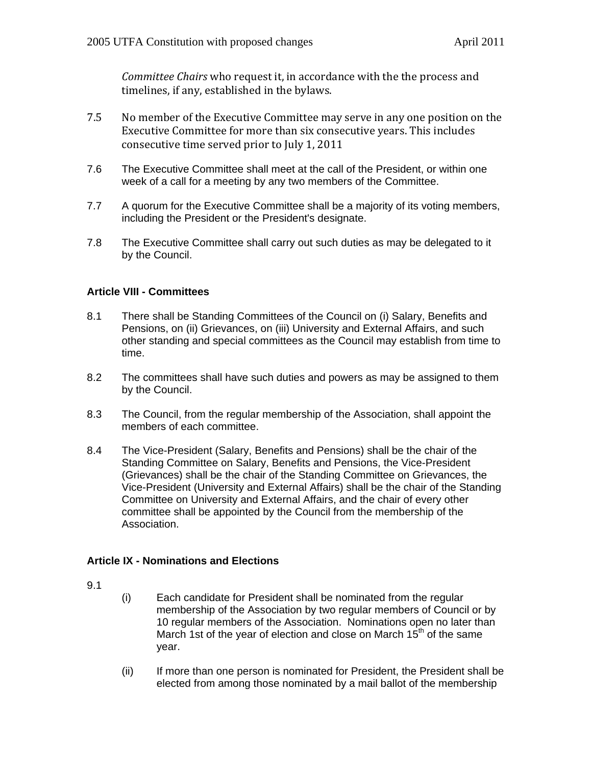*Committee Chairs* who request it, in accordance with the the process and timelines, if any, established in the bylaws.

7.5 No member of the Executive Committee may serve in any one position on the Executive Committee for more than six consecutive years. This includes consecutive time served prior to July 1, 2011

7.6 The Executive Committee shall meet at the call of the President, or within one week of a call for a meeting by any two members of the Committee.

7.7 A quorum for the Executive Committee shall be a majority of its voting members, including the President or the President's designate.

7.8 The Executive Committee shall carry out such duties as may be delegated to it by the Council.

## Article VIII - Committees

8.1 There shall be Standing Committees of the Council on (i) Salary, Benefits and Pensions, on (ii) Grievances, on (iii) University and External Affairs, and such other standing and special committees as the Council may establish from time to time.

8.2 The committees shall have such duties and powers as may be assigned to them by the Council.

8.3 The Council, from the regular membership of the Association, shall appoint the members of each committee.

8.4 The Vice-President (Salary, Benefits and Pensions) shall be the chair of the Standing Committee on Salary, Benefits and Pensions, the Vice-President (Grievances) shall be the chair of the Standing Committee on Grievances, the Vice-President (University and External Affairs) shall be the chair of the Standing Committee on University and External Affairs, and the chair of every other committee shall be appointed by the Council from the membership of the Association.

## Article IX - Nominations and Elections

9.1

(i) Each candidate for President shall be nominated from the regular membership of the Association by two regular members of Council or by 10 regular members of the Association. Nominations open no later than March 1st of the year of election and close on March 15th of the same year.

(ii) If more than one person is nominated for President, the President shall be elected from among those nominated by a mail ballot of the membership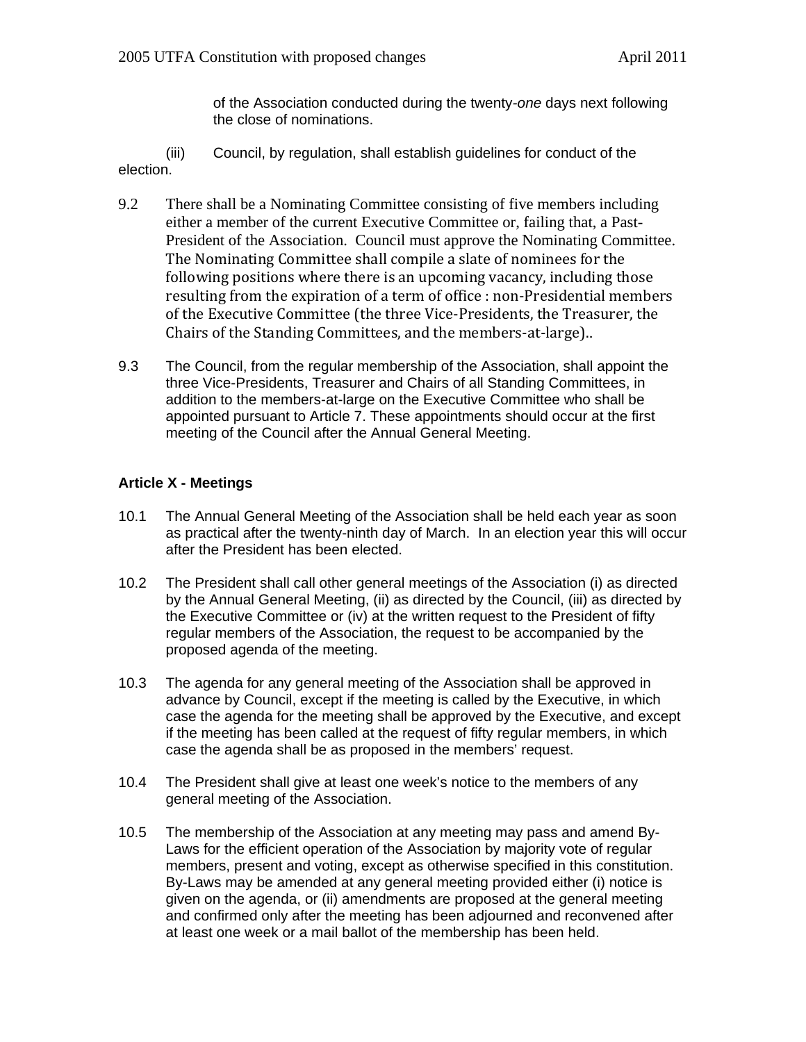of the Association conducted during the twenty-*one* days next following the close of nominations.

(iii) Council, by regulation, shall establish guidelines for conduct of the election.

9.2 There shall be a Nominating Committee consisting of five members including either a member of the current Executive Committee or, failing that, a Past-President of the Association. Council must approve the Nominating Committee. The Nominating Committee shall compile a slate of nominees for the following positions where there is an upcoming vacancy, including those resulting from the expiration of a term of office : non-Presidential members of the Executive Committee (the three Vice-Presidents, the Treasurer, the Chairs of the Standing Committees, and the members-at-large)..

9.3 The Council, from the regular membership of the Association, shall appoint the three Vice-Presidents, Treasurer and Chairs of all Standing Committees, in addition to the members-at-large on the Executive Committee who shall be appointed pursuant to Article 7. These appointments should occur at the first meeting of the Council after the Annual General Meeting.

### Article X - Meetings

10.1 The Annual General Meeting of the Association shall be held each year as soon as practical after the twenty-ninth day of March. In an election year this will occur after the President has been elected.

10.2 The President shall call other general meetings of the Association (i) as directed by the Annual General Meeting, (ii) as directed by the Council, (iii) as directed by the Executive Committee or (iv) at the written request to the President of fifty regular members of the Association, the request to be accompanied by the proposed agenda of the meeting.

10.3 The agenda for any general meeting of the Association shall be approved in advance by Council, except if the meeting is called by the Executive, in which case the agenda for the meeting shall be approved by the Executive, and except if the meeting has been called at the request of fifty regular members, in which case the agenda shall be as proposed in the members' request.

10.4 The President shall give at least one week's notice to the members of any general meeting of the Association.

10.5 The membership of the Association at any meeting may pass and amend By-Laws for the efficient operation of the Association by majority vote of regular members, present and voting, except as otherwise specified in this constitution. By-Laws may be amended at any general meeting provided either (i) notice is given on the agenda, or (ii) amendments are proposed at the general meeting and confirmed only after the meeting has been adjourned and reconvened after at least one week or a mail ballot of the membership has been held.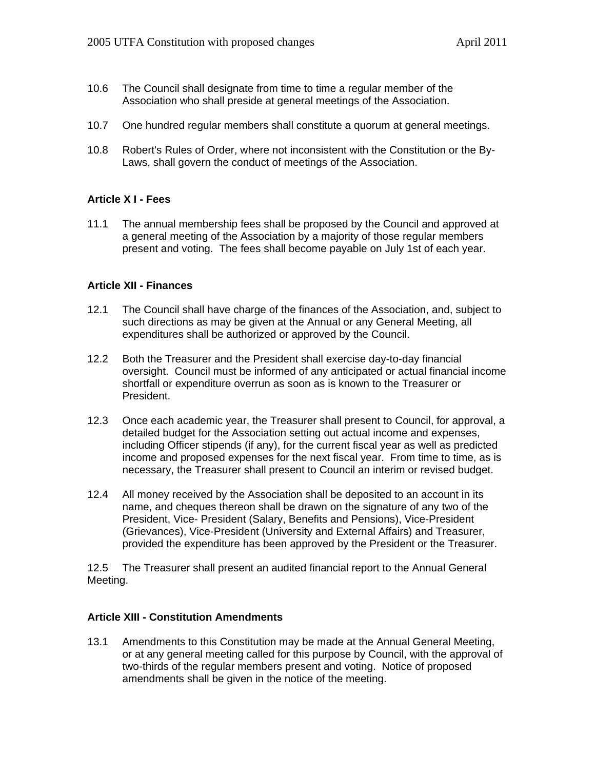10.6 The Council shall designate from time to time a regular member of the Association who shall preside at general meetings of the Association.

10.7 One hundred regular members shall constitute a quorum at general meetings.

10.8 Robert's Rules of Order, where not inconsistent with the Constitution or the By-Laws, shall govern the conduct of meetings of the Association.

### Article X I - Fees

11.1 The annual membership fees shall be proposed by the Council and approved at a general meeting of the Association by a majority of those regular members present and voting. The fees shall become payable on July 1st of each year.

### Article XII - Finances

12.1 The Council shall have charge of the finances of the Association, and, subject to such directions as may be given at the Annual or any General Meeting, all expenditures shall be authorized or approved by the Council.

12.2 Both the Treasurer and the President shall exercise day-to-day financial oversight. Council must be informed of any anticipated or actual financial income shortfall or expenditure overrun as soon as is known to the Treasurer or President.

12.3 Once each academic year, the Treasurer shall present to Council, for approval, a detailed budget for the Association setting out actual income and expenses, including Officer stipends (if any), for the current fiscal year as well as predicted income and proposed expenses for the next fiscal year. From time to time, as is necessary, the Treasurer shall present to Council an interim or revised budget.

12.4 All money received by the Association shall be deposited to an account in its name, and cheques thereon shall be drawn on the signature of any two of the President, Vice- President (Salary, Benefits and Pensions), Vice-President (Grievances), Vice-President (University and External Affairs) and Treasurer, provided the expenditure has been approved by the President or the Treasurer.

12.5 The Treasurer shall present an audited financial report to the Annual General Meeting.

### Article XIII - Constitution Amendments

13.1 Amendments to this Constitution may be made at the Annual General Meeting, or at any general meeting called for this purpose by Council, with the approval of two-thirds of the regular members present and voting. Notice of proposed amendments shall be given in the notice of the meeting.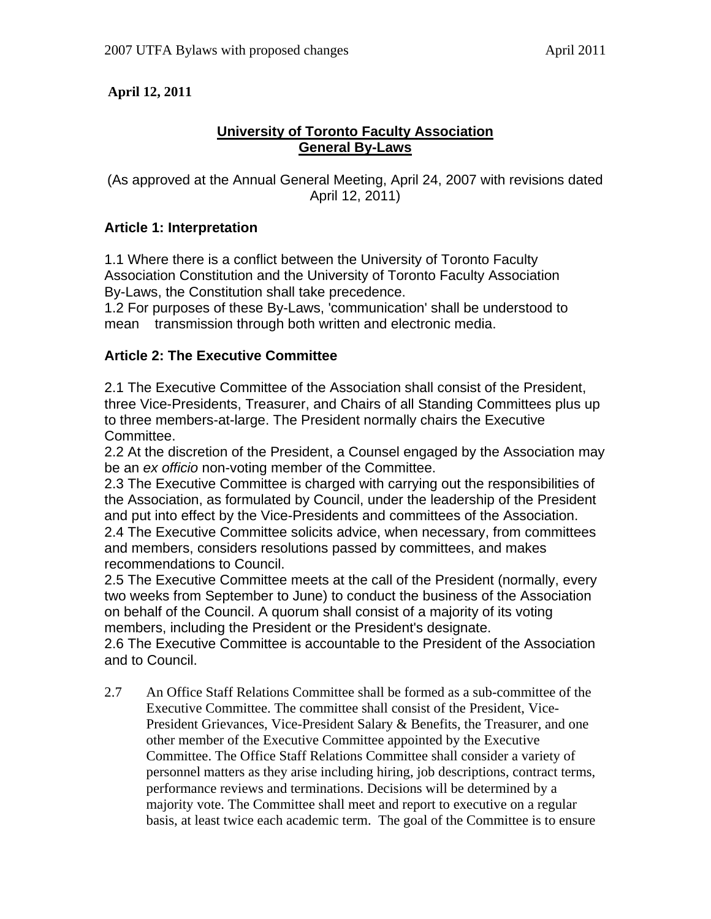**April 12, 2011**

## University of Toronto Faculty Association General By-Laws

(As approved at the Annual General Meeting, April 24, 2007 with revisions dated April 12, 2011)

### Article 1: Interpretation

1.1 Where there is a conflict between the University of Toronto Faculty Association Constitution and the University of Toronto Faculty Association By-Laws, the Constitution shall take precedence.
1.2 For purposes of these By-Laws, 'communication' shall be understood to mean transmission through both written and electronic media.

### Article 2: The Executive Committee

2.1 The Executive Committee of the Association shall consist of the President, three Vice-Presidents, Treasurer, and Chairs of all Standing Committees plus up to three members-at-large. The President normally chairs the Executive Committee.
2.2 At the discretion of the President, a Counsel engaged by the Association may be an *ex officio* non-voting member of the Committee.
2.3 The Executive Committee is charged with carrying out the responsibilities of the Association, as formulated by Council, under the leadership of the President and put into effect by the Vice-Presidents and committees of the Association.
2.4 The Executive Committee solicits advice, when necessary, from committees and members, considers resolutions passed by committees, and makes recommendations to Council.
2.5 The Executive Committee meets at the call of the President (normally, every two weeks from September to June) to conduct the business of the Association on behalf of the Council. A quorum shall consist of a majority of its voting members, including the President or the President's designate.
2.6 The Executive Committee is accountable to the President of the Association and to Council.

2.7 An Office Staff Relations Committee shall be formed as a sub-committee of the Executive Committee. The committee shall consist of the President, Vice-President Grievances, Vice-President Salary & Benefits, the Treasurer, and one other member of the Executive Committee appointed by the Executive Committee. The Office Staff Relations Committee shall consider a variety of personnel matters as they arise including hiring, job descriptions, contract terms, performance reviews and terminations. Decisions will be determined by a majority vote. The Committee shall meet and report to executive on a regular basis, at least twice each academic term. The goal of the Committee is to ensure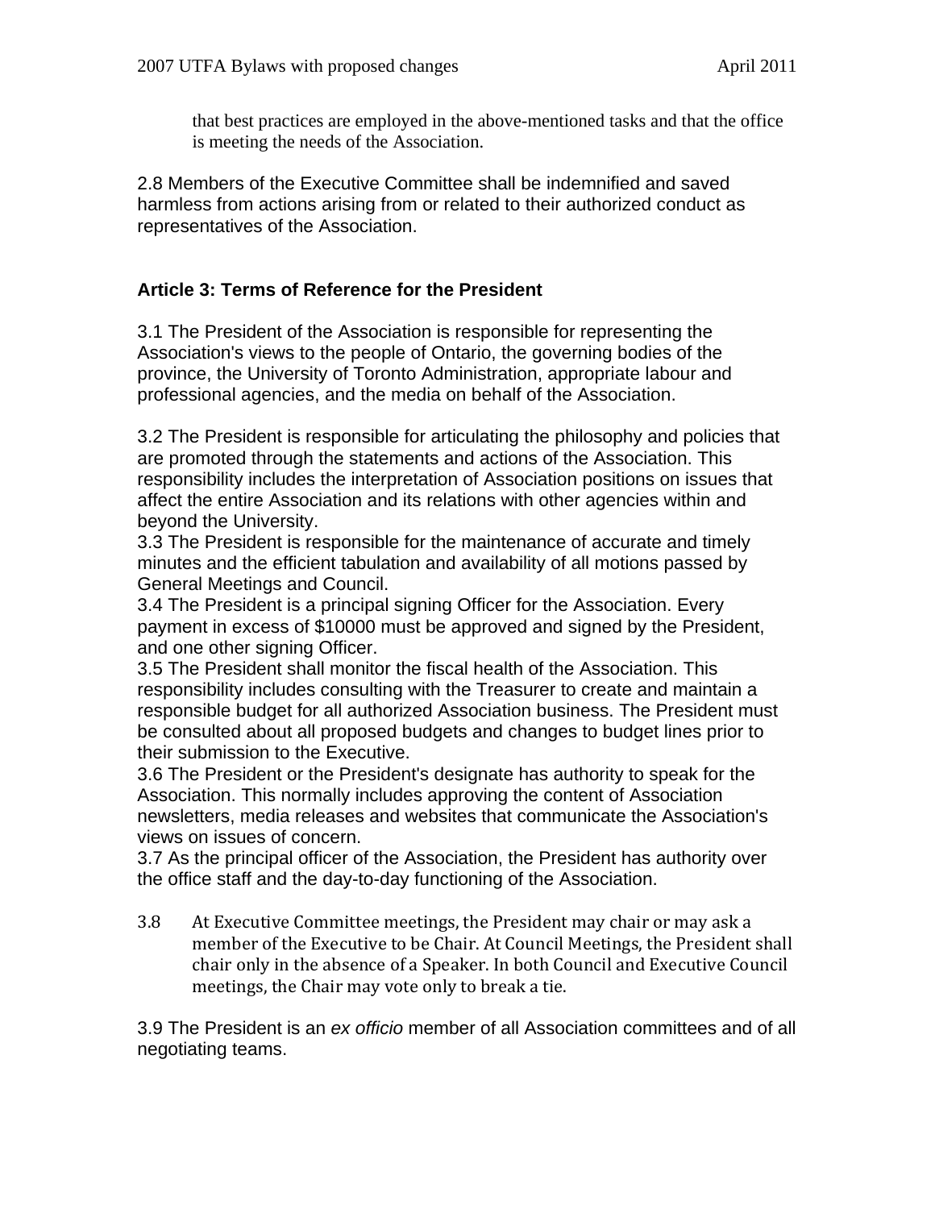that best practices are employed in the above-mentioned tasks and that the office is meeting the needs of the Association.

2.8 Members of the Executive Committee shall be indemnified and saved harmless from actions arising from or related to their authorized conduct as representatives of the Association.

### Article 3: Terms of Reference for the President

3.1 The President of the Association is responsible for representing the Association's views to the people of Ontario, the governing bodies of the province, the University of Toronto Administration, appropriate labour and professional agencies, and the media on behalf of the Association.

3.2 The President is responsible for articulating the philosophy and policies that are promoted through the statements and actions of the Association. This responsibility includes the interpretation of Association positions on issues that affect the entire Association and its relations with other agencies within and beyond the University.

3.3 The President is responsible for the maintenance of accurate and timely minutes and the efficient tabulation and availability of all motions passed by General Meetings and Council.

3.4 The President is a principal signing Officer for the Association. Every payment in excess of $10000 must be approved and signed by the President, and one other signing Officer.

3.5 The President shall monitor the fiscal health of the Association. This responsibility includes consulting with the Treasurer to create and maintain a responsible budget for all authorized Association business. The President must be consulted about all proposed budgets and changes to budget lines prior to their submission to the Executive.

3.6 The President or the President's designate has authority to speak for the Association. This normally includes approving the content of Association newsletters, media releases and websites that communicate the Association's views on issues of concern.

3.7 As the principal officer of the Association, the President has authority over the office staff and the day-to-day functioning of the Association.

3.8 At Executive Committee meetings, the President may chair or may ask a member of the Executive to be Chair. At Council Meetings, the President shall chair only in the absence of a Speaker. In both Council and Executive Council meetings, the Chair may vote only to break a tie.

3.9 The President is an *ex officio* member of all Association committees and of all negotiating teams.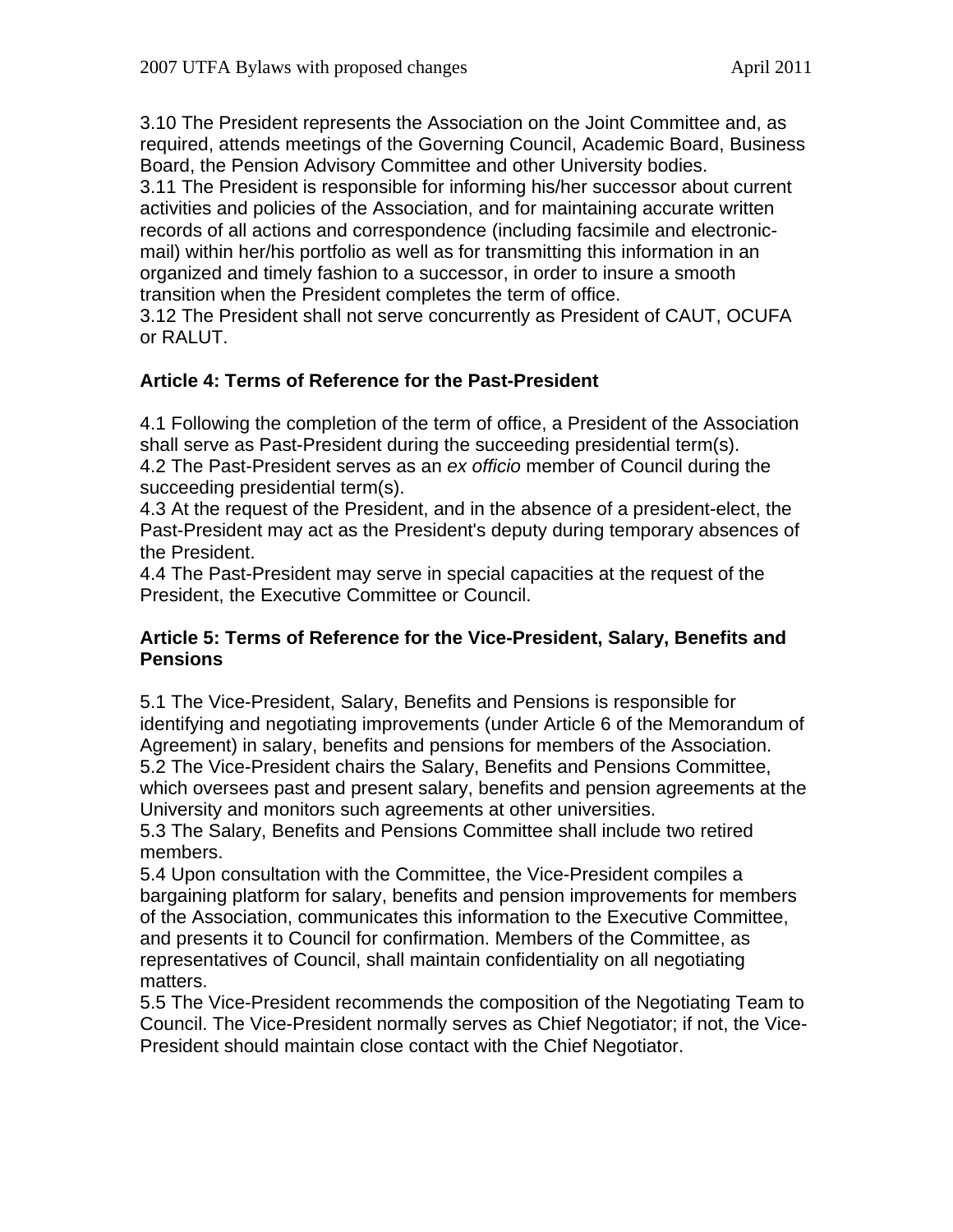3.10 The President represents the Association on the Joint Committee and, as required, attends meetings of the Governing Council, Academic Board, Business Board, the Pension Advisory Committee and other University bodies.
3.11 The President is responsible for informing his/her successor about current activities and policies of the Association, and for maintaining accurate written records of all actions and correspondence (including facsimile and electronic-mail) within her/his portfolio as well as for transmitting this information in an organized and timely fashion to a successor, in order to insure a smooth transition when the President completes the term of office.
3.12 The President shall not serve concurrently as President of CAUT, OCUFA or RALUT.

### Article 4: Terms of Reference for the Past-President

4.1 Following the completion of the term of office, a President of the Association shall serve as Past-President during the succeeding presidential term(s).
4.2 The Past-President serves as an *ex officio* member of Council during the succeeding presidential term(s).
4.3 At the request of the President, and in the absence of a president-elect, the Past-President may act as the President's deputy during temporary absences of the President.
4.4 The Past-President may serve in special capacities at the request of the President, the Executive Committee or Council.

### Article 5: Terms of Reference for the Vice-President, Salary, Benefits and Pensions

5.1 The Vice-President, Salary, Benefits and Pensions is responsible for identifying and negotiating improvements (under Article 6 of the Memorandum of Agreement) in salary, benefits and pensions for members of the Association.
5.2 The Vice-President chairs the Salary, Benefits and Pensions Committee, which oversees past and present salary, benefits and pension agreements at the University and monitors such agreements at other universities.
5.3 The Salary, Benefits and Pensions Committee shall include two retired members.
5.4 Upon consultation with the Committee, the Vice-President compiles a bargaining platform for salary, benefits and pension improvements for members of the Association, communicates this information to the Executive Committee, and presents it to Council for confirmation. Members of the Committee, as representatives of Council, shall maintain confidentiality on all negotiating matters.
5.5 The Vice-President recommends the composition of the Negotiating Team to Council. The Vice-President normally serves as Chief Negotiator; if not, the Vice-President should maintain close contact with the Chief Negotiator.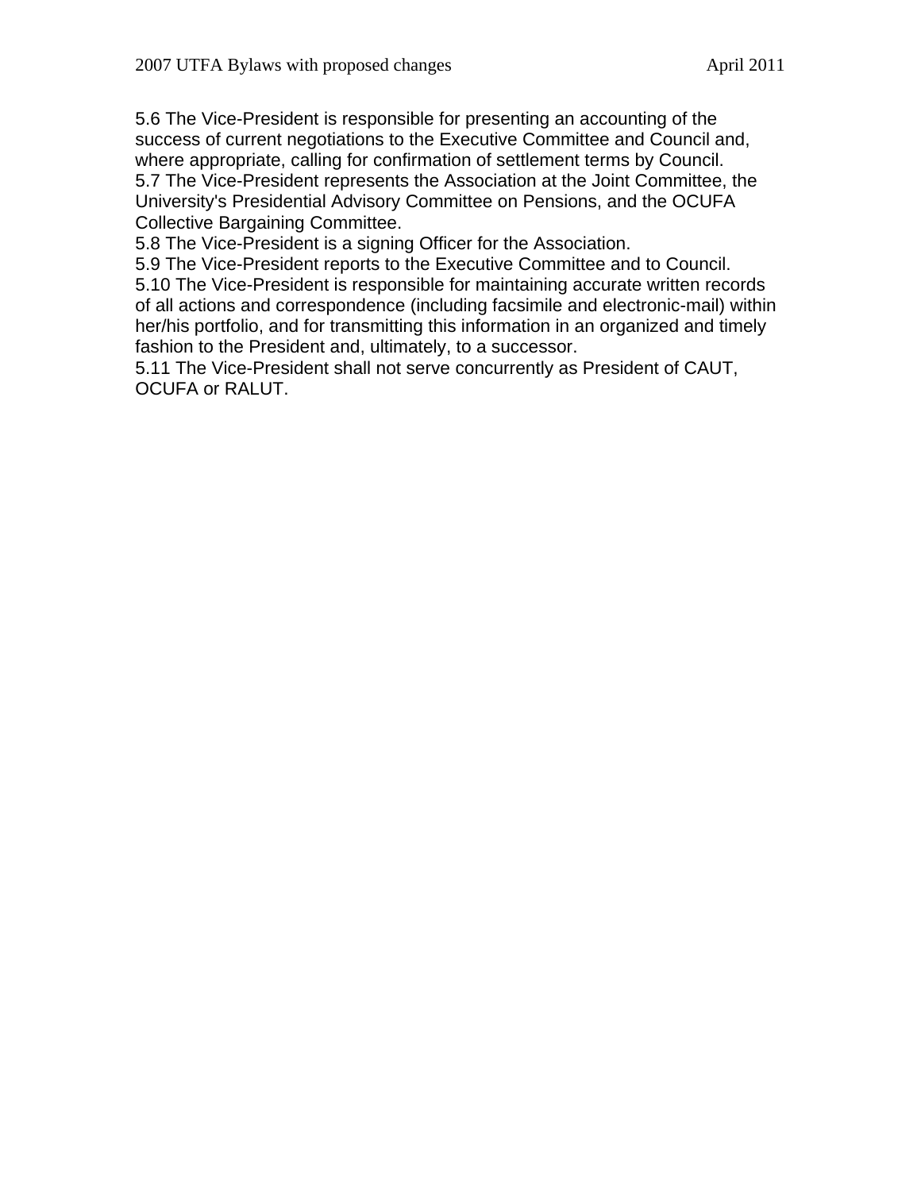5.6 The Vice-President is responsible for presenting an accounting of the success of current negotiations to the Executive Committee and Council and, where appropriate, calling for confirmation of settlement terms by Council.

5.7 The Vice-President represents the Association at the Joint Committee, the University's Presidential Advisory Committee on Pensions, and the OCUFA Collective Bargaining Committee.

5.8 The Vice-President is a signing Officer for the Association.

5.9 The Vice-President reports to the Executive Committee and to Council.

5.10 The Vice-President is responsible for maintaining accurate written records of all actions and correspondence (including facsimile and electronic-mail) within her/his portfolio, and for transmitting this information in an organized and timely fashion to the President and, ultimately, to a successor.

5.11 The Vice-President shall not serve concurrently as President of CAUT, OCUFA or RALUT.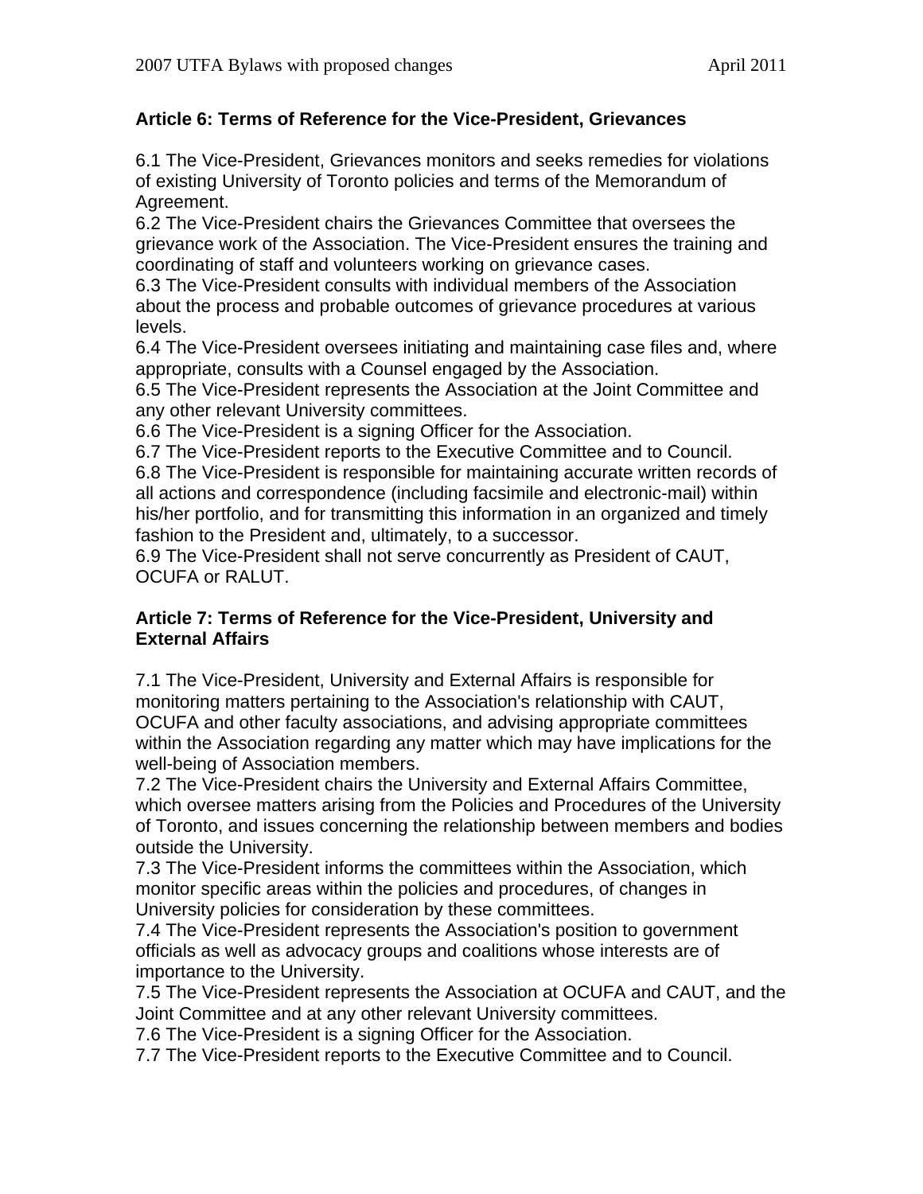**Article 6: Terms of Reference for the Vice-President, Grievances**

6.1 The Vice-President, Grievances monitors and seeks remedies for violations of existing University of Toronto policies and terms of the Memorandum of Agreement.
6.2 The Vice-President chairs the Grievances Committee that oversees the grievance work of the Association. The Vice-President ensures the training and coordinating of staff and volunteers working on grievance cases.
6.3 The Vice-President consults with individual members of the Association about the process and probable outcomes of grievance procedures at various levels.
6.4 The Vice-President oversees initiating and maintaining case files and, where appropriate, consults with a Counsel engaged by the Association.
6.5 The Vice-President represents the Association at the Joint Committee and any other relevant University committees.
6.6 The Vice-President is a signing Officer for the Association.
6.7 The Vice-President reports to the Executive Committee and to Council.
6.8 The Vice-President is responsible for maintaining accurate written records of all actions and correspondence (including facsimile and electronic-mail) within his/her portfolio, and for transmitting this information in an organized and timely fashion to the President and, ultimately, to a successor.
6.9 The Vice-President shall not serve concurrently as President of CAUT, OCUFA or RALUT.

**Article 7: Terms of Reference for the Vice-President, University and External Affairs**

7.1 The Vice-President, University and External Affairs is responsible for monitoring matters pertaining to the Association's relationship with CAUT, OCUFA and other faculty associations, and advising appropriate committees within the Association regarding any matter which may have implications for the well-being of Association members.
7.2 The Vice-President chairs the University and External Affairs Committee, which oversee matters arising from the Policies and Procedures of the University of Toronto, and issues concerning the relationship between members and bodies outside the University.
7.3 The Vice-President informs the committees within the Association, which monitor specific areas within the policies and procedures, of changes in University policies for consideration by these committees.
7.4 The Vice-President represents the Association's position to government officials as well as advocacy groups and coalitions whose interests are of importance to the University.
7.5 The Vice-President represents the Association at OCUFA and CAUT, and the Joint Committee and at any other relevant University committees.
7.6 The Vice-President is a signing Officer for the Association.
7.7 The Vice-President reports to the Executive Committee and to Council.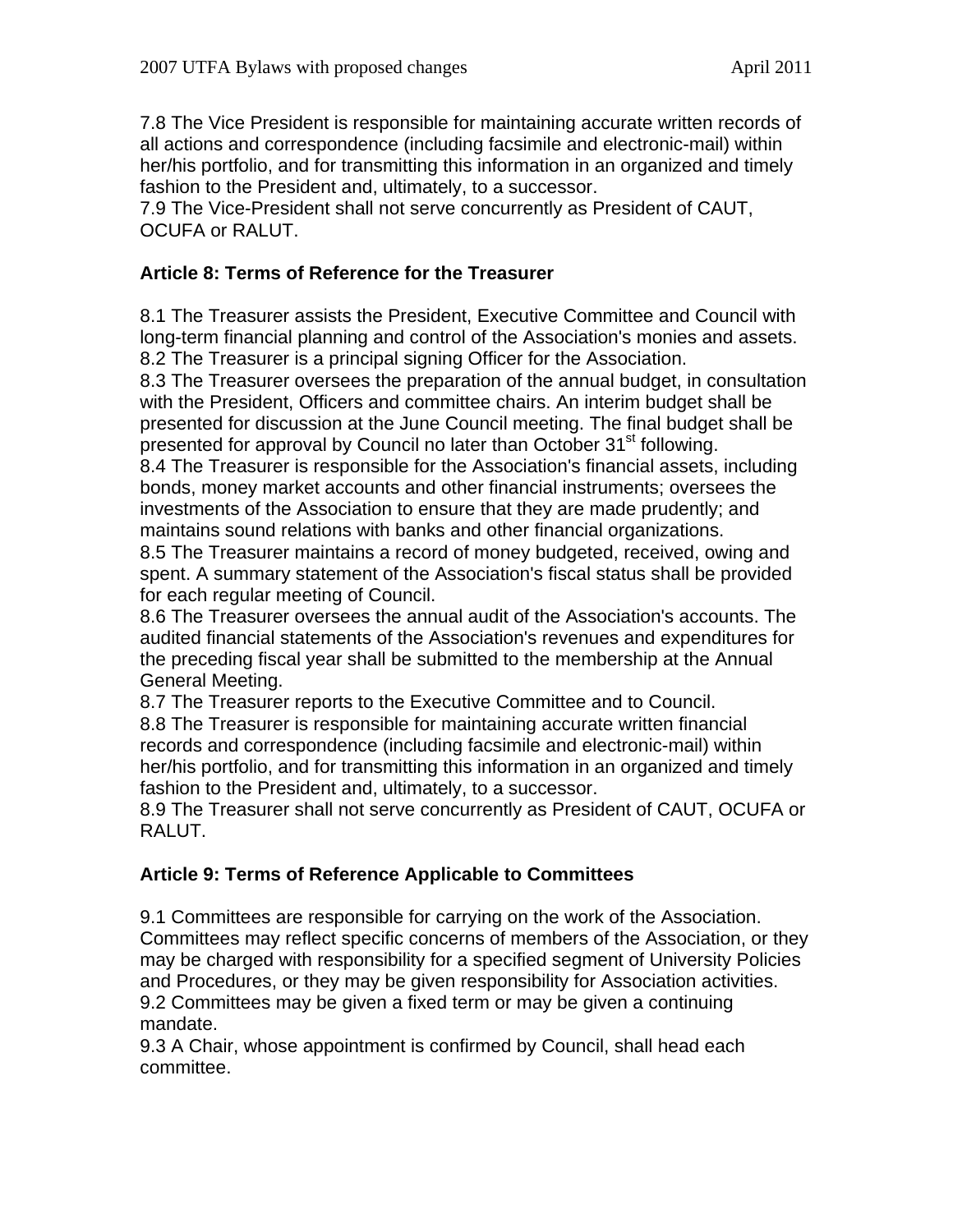7.8 The Vice President is responsible for maintaining accurate written records of all actions and correspondence (including facsimile and electronic-mail) within her/his portfolio, and for transmitting this information in an organized and timely fashion to the President and, ultimately, to a successor.
7.9 The Vice-President shall not serve concurrently as President of CAUT, OCUFA or RALUT.

**Article 8: Terms of Reference for the Treasurer**

8.1 The Treasurer assists the President, Executive Committee and Council with long-term financial planning and control of the Association's monies and assets.
8.2 The Treasurer is a principal signing Officer for the Association.
8.3 The Treasurer oversees the preparation of the annual budget, in consultation with the President, Officers and committee chairs. An interim budget shall be presented for discussion at the June Council meeting. The final budget shall be presented for approval by Council no later than October 31st following.
8.4 The Treasurer is responsible for the Association's financial assets, including bonds, money market accounts and other financial instruments; oversees the investments of the Association to ensure that they are made prudently; and maintains sound relations with banks and other financial organizations.
8.5 The Treasurer maintains a record of money budgeted, received, owing and spent. A summary statement of the Association's fiscal status shall be provided for each regular meeting of Council.
8.6 The Treasurer oversees the annual audit of the Association's accounts. The audited financial statements of the Association's revenues and expenditures for the preceding fiscal year shall be submitted to the membership at the Annual General Meeting.
8.7 The Treasurer reports to the Executive Committee and to Council.
8.8 The Treasurer is responsible for maintaining accurate written financial records and correspondence (including facsimile and electronic-mail) within her/his portfolio, and for transmitting this information in an organized and timely fashion to the President and, ultimately, to a successor.
8.9 The Treasurer shall not serve concurrently as President of CAUT, OCUFA or RALUT.

**Article 9: Terms of Reference Applicable to Committees**

9.1 Committees are responsible for carrying on the work of the Association. Committees may reflect specific concerns of members of the Association, or they may be charged with responsibility for a specified segment of University Policies and Procedures, or they may be given responsibility for Association activities.
9.2 Committees may be given a fixed term or may be given a continuing mandate.
9.3 A Chair, whose appointment is confirmed by Council, shall head each committee.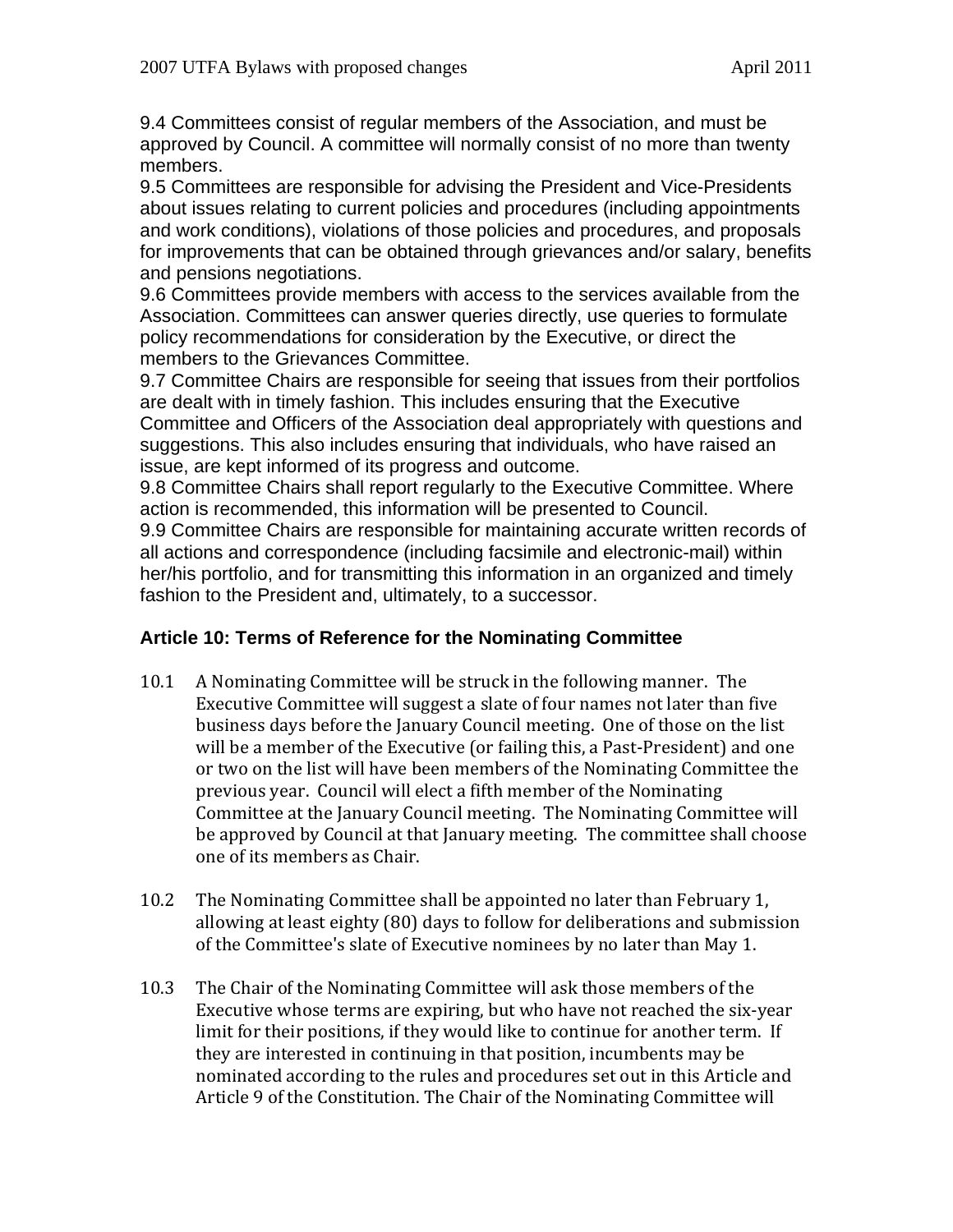9.4 Committees consist of regular members of the Association, and must be approved by Council. A committee will normally consist of no more than twenty members.

9.5 Committees are responsible for advising the President and Vice-Presidents about issues relating to current policies and procedures (including appointments and work conditions), violations of those policies and procedures, and proposals for improvements that can be obtained through grievances and/or salary, benefits and pensions negotiations.

9.6 Committees provide members with access to the services available from the Association. Committees can answer queries directly, use queries to formulate policy recommendations for consideration by the Executive, or direct the members to the Grievances Committee.

9.7 Committee Chairs are responsible for seeing that issues from their portfolios are dealt with in timely fashion. This includes ensuring that the Executive Committee and Officers of the Association deal appropriately with questions and suggestions. This also includes ensuring that individuals, who have raised an issue, are kept informed of its progress and outcome.

9.8 Committee Chairs shall report regularly to the Executive Committee. Where action is recommended, this information will be presented to Council.

9.9 Committee Chairs are responsible for maintaining accurate written records of all actions and correspondence (including facsimile and electronic-mail) within her/his portfolio, and for transmitting this information in an organized and timely fashion to the President and, ultimately, to a successor.

### Article 10: Terms of Reference for the Nominating Committee

10.1 A Nominating Committee will be struck in the following manner. The Executive Committee will suggest a slate of four names not later than five business days before the January Council meeting. One of those on the list will be a member of the Executive (or failing this, a Past-President) and one or two on the list will have been members of the Nominating Committee the previous year. Council will elect a fifth member of the Nominating Committee at the January Council meeting. The Nominating Committee will be approved by Council at that January meeting. The committee shall choose one of its members as Chair.

10.2 The Nominating Committee shall be appointed no later than February 1, allowing at least eighty (80) days to follow for deliberations and submission of the Committee's slate of Executive nominees by no later than May 1.

10.3 The Chair of the Nominating Committee will ask those members of the Executive whose terms are expiring, but who have not reached the six-year limit for their positions, if they would like to continue for another term. If they are interested in continuing in that position, incumbents may be nominated according to the rules and procedures set out in this Article and Article 9 of the Constitution. The Chair of the Nominating Committee will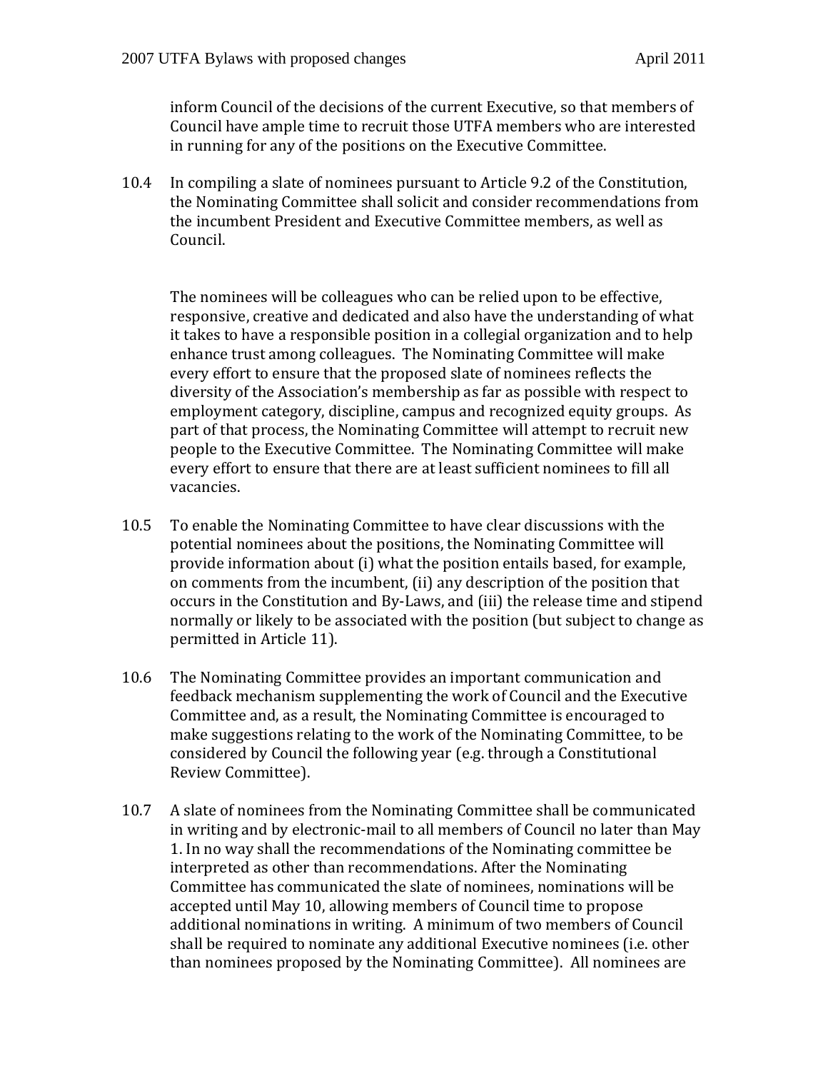inform Council of the decisions of the current Executive, so that members of Council have ample time to recruit those UTFA members who are interested in running for any of the positions on the Executive Committee.

10.4 In compiling a slate of nominees pursuant to Article 9.2 of the Constitution, the Nominating Committee shall solicit and consider recommendations from the incumbent President and Executive Committee members, as well as Council.

The nominees will be colleagues who can be relied upon to be effective, responsive, creative and dedicated and also have the understanding of what it takes to have a responsible position in a collegial organization and to help enhance trust among colleagues. The Nominating Committee will make every effort to ensure that the proposed slate of nominees reflects the diversity of the Association's membership as far as possible with respect to employment category, discipline, campus and recognized equity groups. As part of that process, the Nominating Committee will attempt to recruit new people to the Executive Committee. The Nominating Committee will make every effort to ensure that there are at least sufficient nominees to fill all vacancies.

10.5 To enable the Nominating Committee to have clear discussions with the potential nominees about the positions, the Nominating Committee will provide information about (i) what the position entails based, for example, on comments from the incumbent, (ii) any description of the position that occurs in the Constitution and By-Laws, and (iii) the release time and stipend normally or likely to be associated with the position (but subject to change as permitted in Article 11).

10.6 The Nominating Committee provides an important communication and feedback mechanism supplementing the work of Council and the Executive Committee and, as a result, the Nominating Committee is encouraged to make suggestions relating to the work of the Nominating Committee, to be considered by Council the following year (e.g. through a Constitutional Review Committee).

10.7 A slate of nominees from the Nominating Committee shall be communicated in writing and by electronic-mail to all members of Council no later than May 1. In no way shall the recommendations of the Nominating committee be interpreted as other than recommendations. After the Nominating Committee has communicated the slate of nominees, nominations will be accepted until May 10, allowing members of Council time to propose additional nominations in writing. A minimum of two members of Council shall be required to nominate any additional Executive nominees (i.e. other than nominees proposed by the Nominating Committee). All nominees are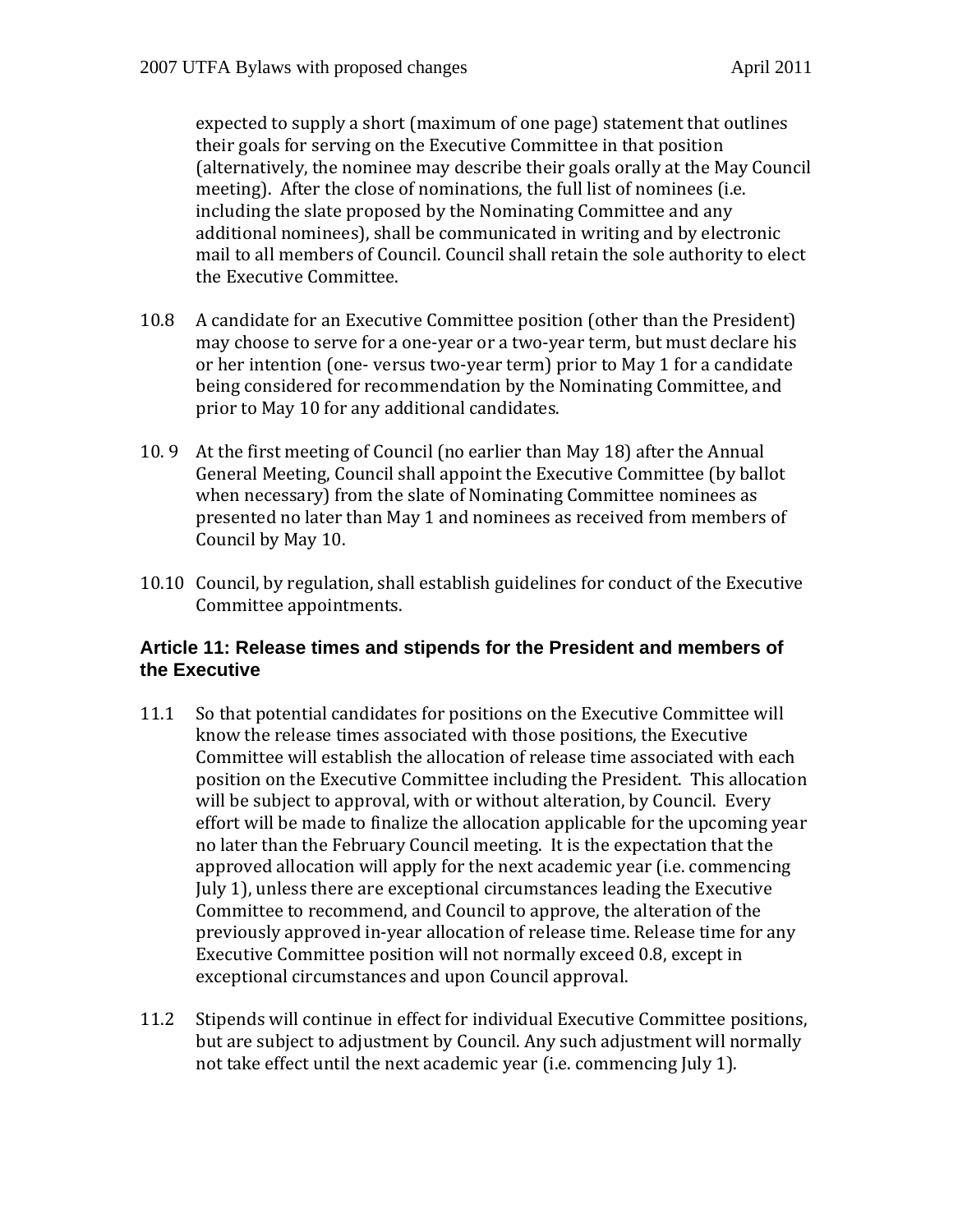expected to supply a short (maximum of one page) statement that outlines their goals for serving on the Executive Committee in that position (alternatively, the nominee may describe their goals orally at the May Council meeting). After the close of nominations, the full list of nominees (i.e. including the slate proposed by the Nominating Committee and any additional nominees), shall be communicated in writing and by electronic mail to all members of Council. Council shall retain the sole authority to elect the Executive Committee.

10.8 A candidate for an Executive Committee position (other than the President) may choose to serve for a one-year or a two-year term, but must declare his or her intention (one- versus two-year term) prior to May 1 for a candidate being considered for recommendation by the Nominating Committee, and prior to May 10 for any additional candidates.

10. 9 At the first meeting of Council (no earlier than May 18) after the Annual General Meeting, Council shall appoint the Executive Committee (by ballot when necessary) from the slate of Nominating Committee nominees as presented no later than May 1 and nominees as received from members of Council by May 10.

10.10 Council, by regulation, shall establish guidelines for conduct of the Executive Committee appointments.

### Article 11: Release times and stipends for the President and members of the Executive

11.1 So that potential candidates for positions on the Executive Committee will know the release times associated with those positions, the Executive Committee will establish the allocation of release time associated with each position on the Executive Committee including the President. This allocation will be subject to approval, with or without alteration, by Council. Every effort will be made to finalize the allocation applicable for the upcoming year no later than the February Council meeting. It is the expectation that the approved allocation will apply for the next academic year (i.e. commencing July 1), unless there are exceptional circumstances leading the Executive Committee to recommend, and Council to approve, the alteration of the previously approved in-year allocation of release time. Release time for any Executive Committee position will not normally exceed 0.8, except in exceptional circumstances and upon Council approval.

11.2 Stipends will continue in effect for individual Executive Committee positions, but are subject to adjustment by Council. Any such adjustment will normally not take effect until the next academic year (i.e. commencing July 1).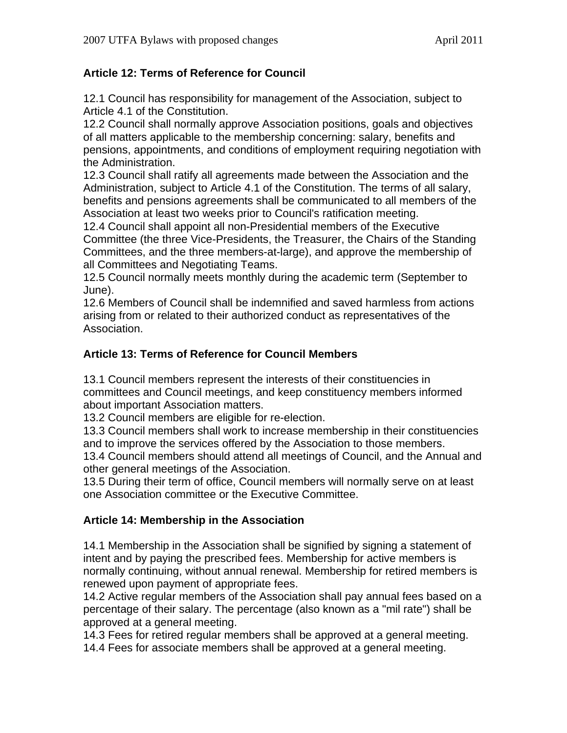## Article 12: Terms of Reference for Council

12.1 Council has responsibility for management of the Association, subject to Article 4.1 of the Constitution.

12.2 Council shall normally approve Association positions, goals and objectives of all matters applicable to the membership concerning: salary, benefits and pensions, appointments, and conditions of employment requiring negotiation with the Administration.

12.3 Council shall ratify all agreements made between the Association and the Administration, subject to Article 4.1 of the Constitution. The terms of all salary, benefits and pensions agreements shall be communicated to all members of the Association at least two weeks prior to Council's ratification meeting.

12.4 Council shall appoint all non-Presidential members of the Executive Committee (the three Vice-Presidents, the Treasurer, the Chairs of the Standing Committees, and the three members-at-large), and approve the membership of all Committees and Negotiating Teams.

12.5 Council normally meets monthly during the academic term (September to June).

12.6 Members of Council shall be indemnified and saved harmless from actions arising from or related to their authorized conduct as representatives of the Association.

## Article 13: Terms of Reference for Council Members

13.1 Council members represent the interests of their constituencies in committees and Council meetings, and keep constituency members informed about important Association matters.

13.2 Council members are eligible for re-election.

13.3 Council members shall work to increase membership in their constituencies and to improve the services offered by the Association to those members.

13.4 Council members should attend all meetings of Council, and the Annual and other general meetings of the Association.

13.5 During their term of office, Council members will normally serve on at least one Association committee or the Executive Committee.

## Article 14: Membership in the Association

14.1 Membership in the Association shall be signified by signing a statement of intent and by paying the prescribed fees. Membership for active members is normally continuing, without annual renewal. Membership for retired members is renewed upon payment of appropriate fees.

14.2 Active regular members of the Association shall pay annual fees based on a percentage of their salary. The percentage (also known as a "mil rate") shall be approved at a general meeting.

14.3 Fees for retired regular members shall be approved at a general meeting.

14.4 Fees for associate members shall be approved at a general meeting.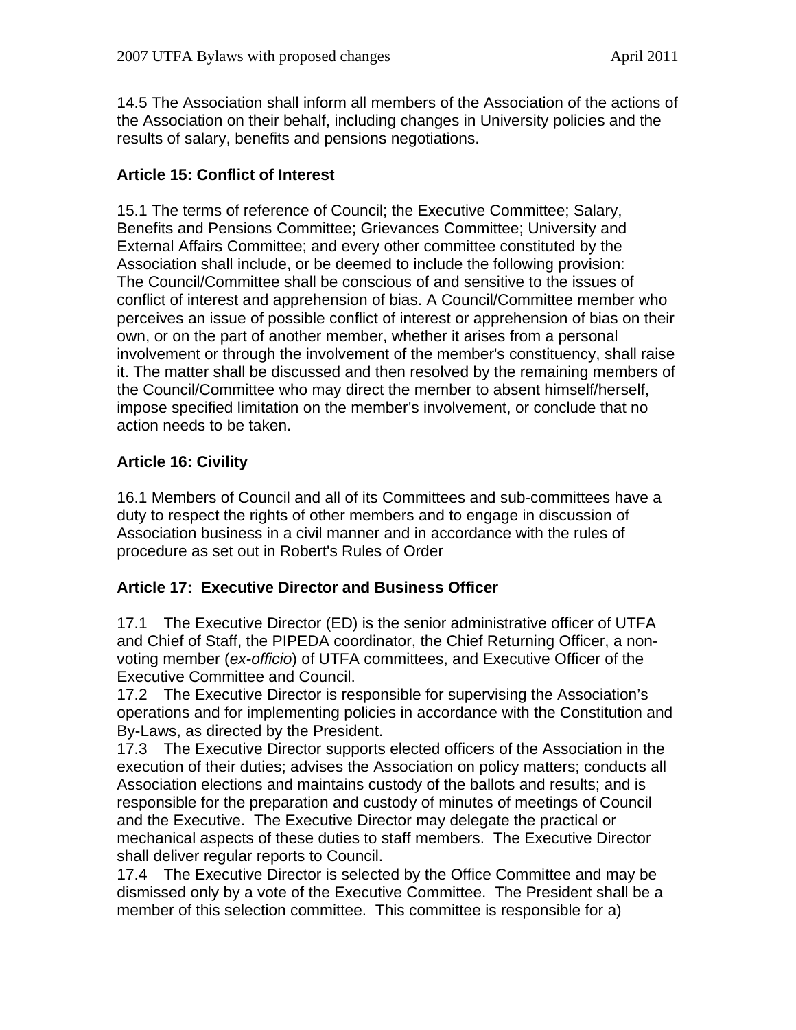14.5 The Association shall inform all members of the Association of the actions of the Association on their behalf, including changes in University policies and the results of salary, benefits and pensions negotiations.

**Article 15: Conflict of Interest**

15.1 The terms of reference of Council; the Executive Committee; Salary, Benefits and Pensions Committee; Grievances Committee; University and External Affairs Committee; and every other committee constituted by the Association shall include, or be deemed to include the following provision:
The Council/Committee shall be conscious of and sensitive to the issues of conflict of interest and apprehension of bias. A Council/Committee member who perceives an issue of possible conflict of interest or apprehension of bias on their own, or on the part of another member, whether it arises from a personal involvement or through the involvement of the member's constituency, shall raise it. The matter shall be discussed and then resolved by the remaining members of the Council/Committee who may direct the member to absent himself/herself, impose specified limitation on the member's involvement, or conclude that no action needs to be taken.

**Article 16: Civility**

16.1 Members of Council and all of its Committees and sub-committees have a duty to respect the rights of other members and to engage in discussion of Association business in a civil manner and in accordance with the rules of procedure as set out in Robert's Rules of Order

**Article 17: Executive Director and Business Officer**

17.1 The Executive Director (ED) is the senior administrative officer of UTFA and Chief of Staff, the PIPEDA coordinator, the Chief Returning Officer, a non-voting member (*ex-officio*) of UTFA committees, and Executive Officer of the Executive Committee and Council.
17.2 The Executive Director is responsible for supervising the Association's operations and for implementing policies in accordance with the Constitution and By-Laws, as directed by the President.
17.3 The Executive Director supports elected officers of the Association in the execution of their duties; advises the Association on policy matters; conducts all Association elections and maintains custody of the ballots and results; and is responsible for the preparation and custody of minutes of meetings of Council and the Executive. The Executive Director may delegate the practical or mechanical aspects of these duties to staff members. The Executive Director shall deliver regular reports to Council.
17.4 The Executive Director is selected by the Office Committee and may be dismissed only by a vote of the Executive Committee. The President shall be a member of this selection committee. This committee is responsible for a)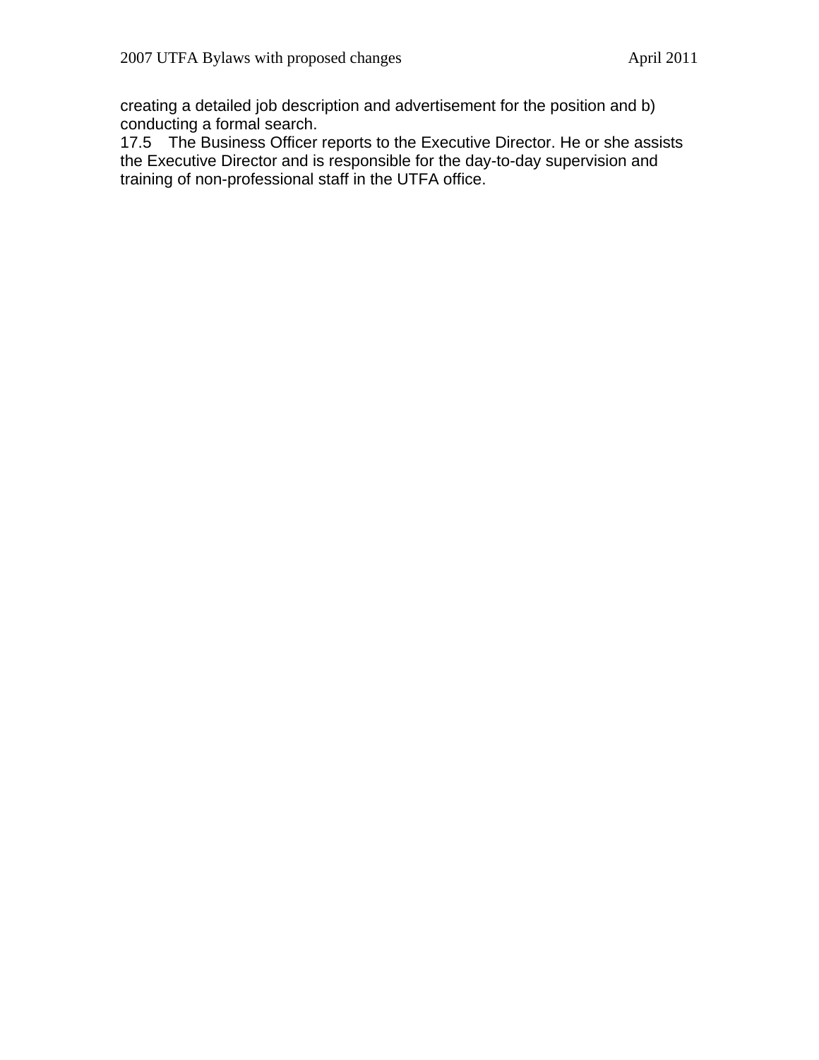creating a detailed job description and advertisement for the position and b) conducting a formal search.

17.5 The Business Officer reports to the Executive Director. He or she assists the Executive Director and is responsible for the day-to-day supervision and training of non-professional staff in the UTFA office.